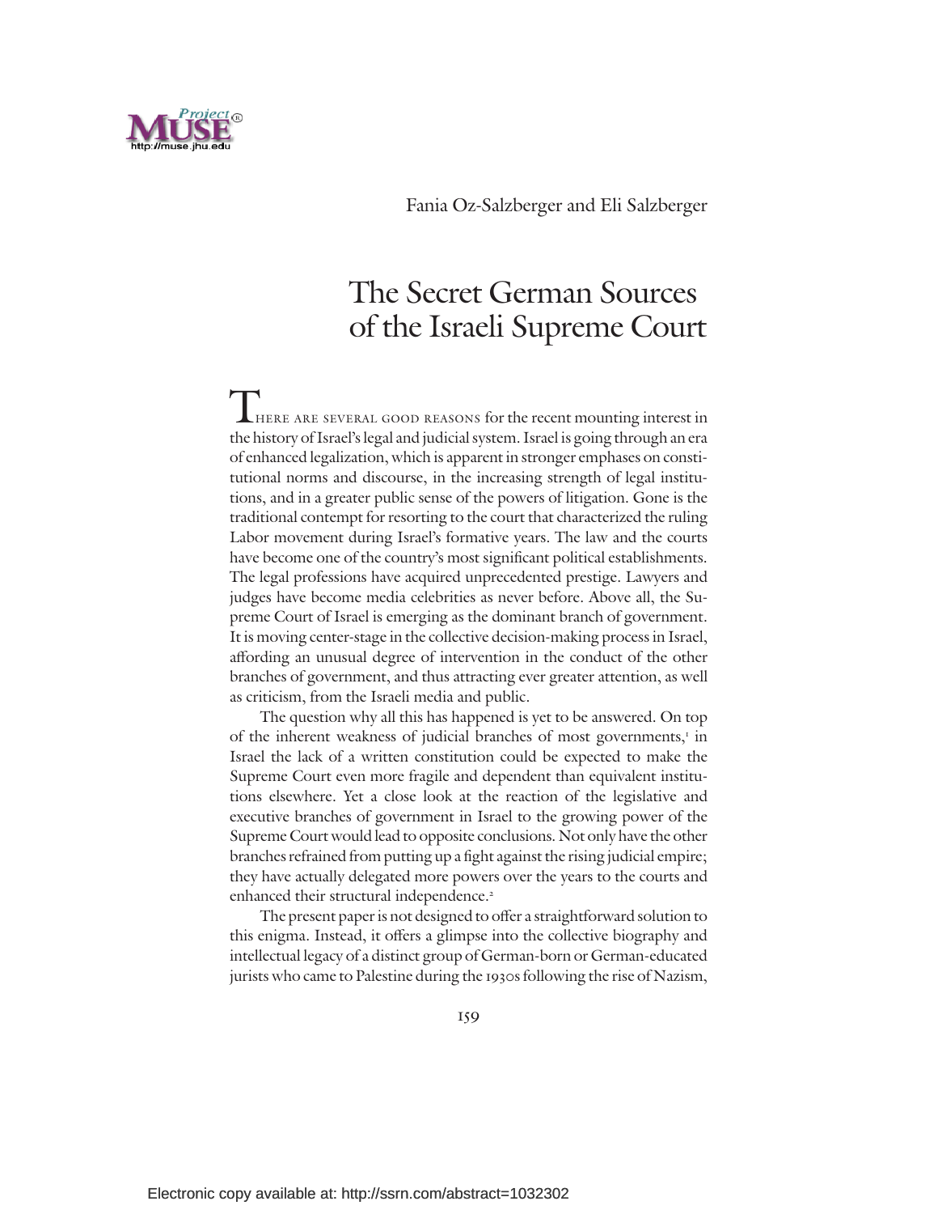Fania Oz-Salzberger and Eli Salzberger

# The Secret German Sources of the Israeli Supreme Court

There are several good reasons for the recent mounting interest in the history of Israel's legal and judicial system. Israel is going through an era of enhanced legalization, which is apparent in stronger emphases on constitutional norms and discourse, in the increasing strength of legal institutions, and in a greater public sense of the powers of litigation. Gone is the traditional contempt for resorting to the court that characterized the ruling Labor movement during Israel's formative years. The law and the courts have become one of the country's most significant political establishments. The legal professions have acquired unprecedented prestige. Lawyers and judges have become media celebrities as never before. Above all, the Supreme Court of Israel is emerging as the dominant branch of government. It is moving center-stage in the collective decision-making process in Israel, affording an unusual degree of intervention in the conduct of the other branches of government, and thus attracting ever greater attention, as well as criticism, from the Israeli media and public.

The question why all this has happened is yet to be answered. On top of the inherent weakness of judicial branches of most governments,[1] in Israel the lack of a written constitution could be expected to make the Supreme Court even more fragile and dependent than equivalent institutions elsewhere. Yet a close look at the reaction of the legislative and executive branches of government in Israel to the growing power of the Supreme Court would lead to opposite conclusions. Not only have the other branches refrained from putting up a fight against the rising judicial empire; they have actually delegated more powers over the years to the courts and enhanced their structural independence.[2]

The present paper is not designed to offer a straightforward solution to this enigma. Instead, it offers a glimpse into the collective biography and intellectual legacy of a distinct group of German-born or German-educated jurists who came to Palestine during the 1930s following the rise of Nazism,

Electronic copy available at: http://ssrn.com/abstract=1032302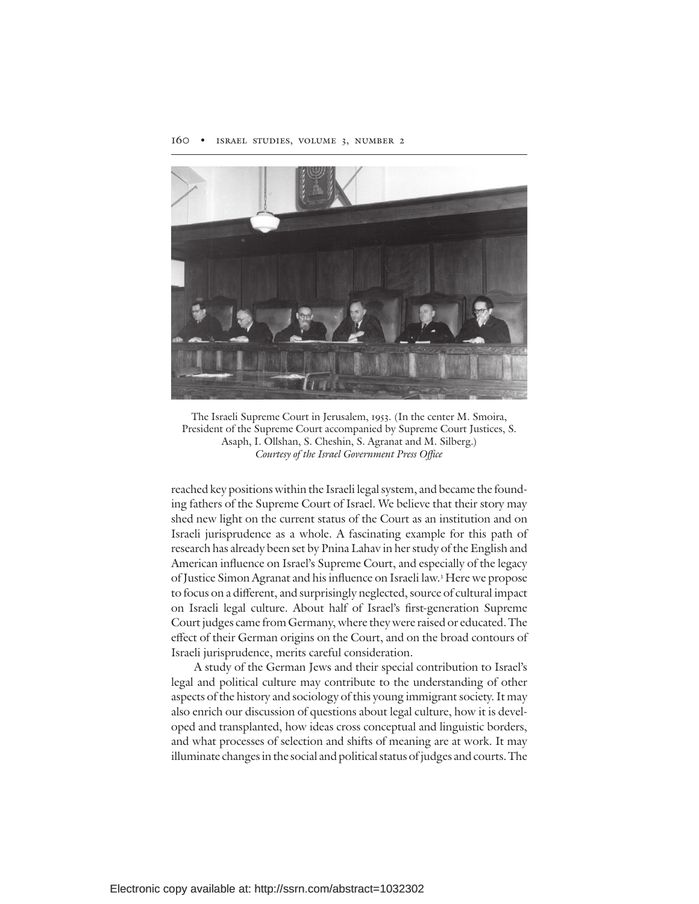The Israeli Supreme Court in Jerusalem, 1953. (In the center M. Smoira, President of the Supreme Court accompanied by Supreme Court Justices, S. Asaph, I. Ollshan, S. Cheshin, S. Agranat and M. Silberg.)
*Courtesy of the Israel Government Press Office*

reached key positions within the Israeli legal system, and became the founding fathers of the Supreme Court of Israel. We believe that their story may shed new light on the current status of the Court as an institution and on Israeli jurisprudence as a whole. A fascinating example for this path of research has already been set by Pnina Lahav in her study of the English and American influence on Israel's Supreme Court, and especially of the legacy of Justice Simon Agranat and his influence on Israeli law.[3] Here we propose to focus on a different, and surprisingly neglected, source of cultural impact on Israeli legal culture. About half of Israel's first-generation Supreme Court judges came from Germany, where they were raised or educated. The effect of their German origins on the Court, and on the broad contours of Israeli jurisprudence, merits careful consideration.

A study of the German Jews and their special contribution to Israel's legal and political culture may contribute to the understanding of other aspects of the history and sociology of this young immigrant society. It may also enrich our discussion of questions about legal culture, how it is developed and transplanted, how ideas cross conceptual and linguistic borders, and what processes of selection and shifts of meaning are at work. It may illuminate changes in the social and political status of judges and courts. The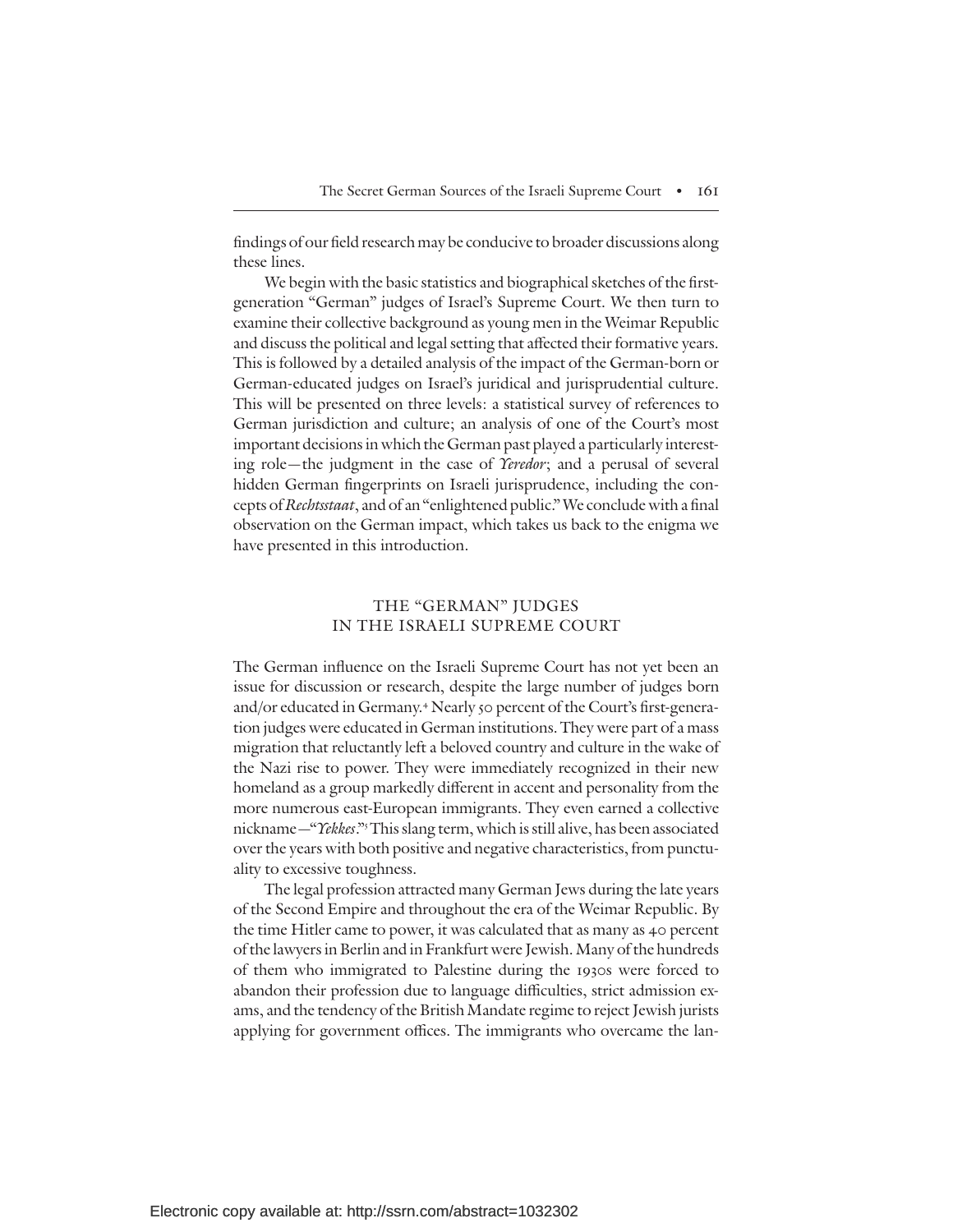findings of our field research may be conducive to broader discussions along these lines.

We begin with the basic statistics and biographical sketches of the first-generation "German" judges of Israel's Supreme Court. We then turn to examine their collective background as young men in the Weimar Republic and discuss the political and legal setting that affected their formative years. This is followed by a detailed analysis of the impact of the German-born or German-educated judges on Israel's juridical and jurisprudential culture. This will be presented on three levels: a statistical survey of references to German jurisdiction and culture; an analysis of one of the Court's most important decisions in which the German past played a particularly interesting role—the judgment in the case of *Yeredor*; and a perusal of several hidden German fingerprints on Israeli jurisprudence, including the concepts of *Rechtsstaat*, and of an "enlightened public." We conclude with a final observation on the German impact, which takes us back to the enigma we have presented in this introduction.

## THE "GERMAN" JUDGES IN THE ISRAELI SUPREME COURT

The German influence on the Israeli Supreme Court has not yet been an issue for discussion or research, despite the large number of judges born and/or educated in Germany.[4] Nearly 50 percent of the Court's first-generation judges were educated in German institutions. They were part of a mass migration that reluctantly left a beloved country and culture in the wake of the Nazi rise to power. They were immediately recognized in their new homeland as a group markedly different in accent and personality from the more numerous east-European immigrants. They even earned a collective nickname—"*Yekkes*."[5] This slang term, which is still alive, has been associated over the years with both positive and negative characteristics, from punctuality to excessive toughness.

The legal profession attracted many German Jews during the late years of the Second Empire and throughout the era of the Weimar Republic. By the time Hitler came to power, it was calculated that as many as 40 percent of the lawyers in Berlin and in Frankfurt were Jewish. Many of the hundreds of them who immigrated to Palestine during the 1930s were forced to abandon their profession due to language difficulties, strict admission exams, and the tendency of the British Mandate regime to reject Jewish jurists applying for government offices. The immigrants who overcame the lan-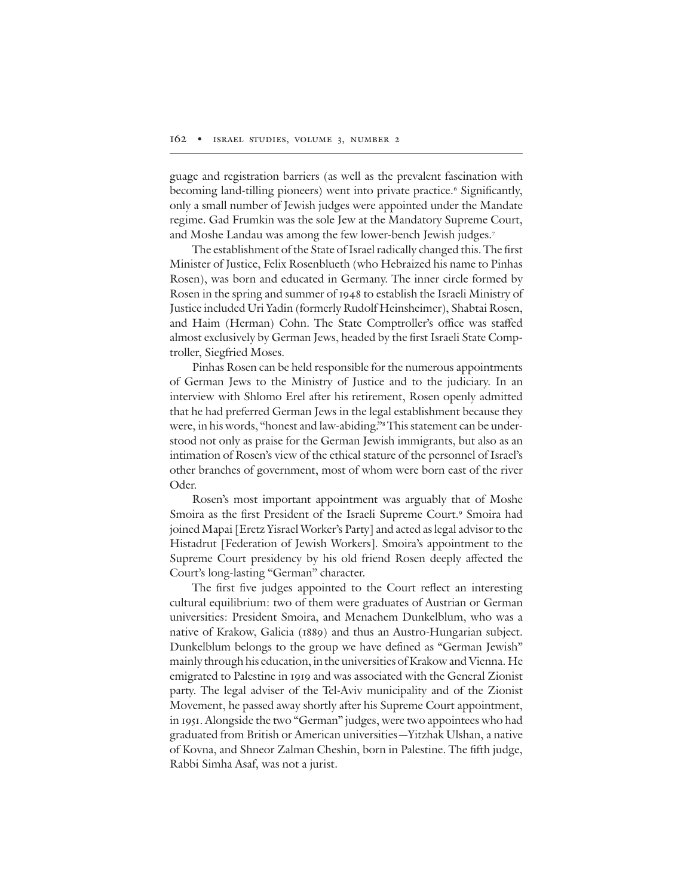guage and registration barriers (as well as the prevalent fascination with becoming land-tilling pioneers) went into private practice.[6] Significantly, only a small number of Jewish judges were appointed under the Mandate regime. Gad Frumkin was the sole Jew at the Mandatory Supreme Court, and Moshe Landau was among the few lower-bench Jewish judges.[7]

The establishment of the State of Israel radically changed this. The first Minister of Justice, Felix Rosenblueth (who Hebraized his name to Pinhas Rosen), was born and educated in Germany. The inner circle formed by Rosen in the spring and summer of 1948 to establish the Israeli Ministry of Justice included Uri Yadin (formerly Rudolf Heinsheimer), Shabtai Rosen, and Haim (Herman) Cohn. The State Comptroller's office was staffed almost exclusively by German Jews, headed by the first Israeli State Comptroller, Siegfried Moses.

Pinhas Rosen can be held responsible for the numerous appointments of German Jews to the Ministry of Justice and to the judiciary. In an interview with Shlomo Erel after his retirement, Rosen openly admitted that he had preferred German Jews in the legal establishment because they were, in his words, "honest and law-abiding."[8] This statement can be understood not only as praise for the German Jewish immigrants, but also as an intimation of Rosen's view of the ethical stature of the personnel of Israel's other branches of government, most of whom were born east of the river Oder.

Rosen's most important appointment was arguably that of Moshe Smoira as the first President of the Israeli Supreme Court.[9] Smoira had joined Mapai [Eretz Yisrael Worker's Party] and acted as legal advisor to the Histadrut [Federation of Jewish Workers]. Smoira's appointment to the Supreme Court presidency by his old friend Rosen deeply affected the Court's long-lasting "German" character.

The first five judges appointed to the Court reflect an interesting cultural equilibrium: two of them were graduates of Austrian or German universities: President Smoira, and Menachem Dunkelblum, who was a native of Krakow, Galicia (1889) and thus an Austro-Hungarian subject. Dunkelblum belongs to the group we have defined as "German Jewish" mainly through his education, in the universities of Krakow and Vienna. He emigrated to Palestine in 1919 and was associated with the General Zionist party. The legal adviser of the Tel-Aviv municipality and of the Zionist Movement, he passed away shortly after his Supreme Court appointment, in 1951. Alongside the two "German" judges, were two appointees who had graduated from British or American universities—Yitzhak Ulshan, a native of Kovna, and Shneor Zalman Cheshin, born in Palestine. The fifth judge, Rabbi Simha Asaf, was not a jurist.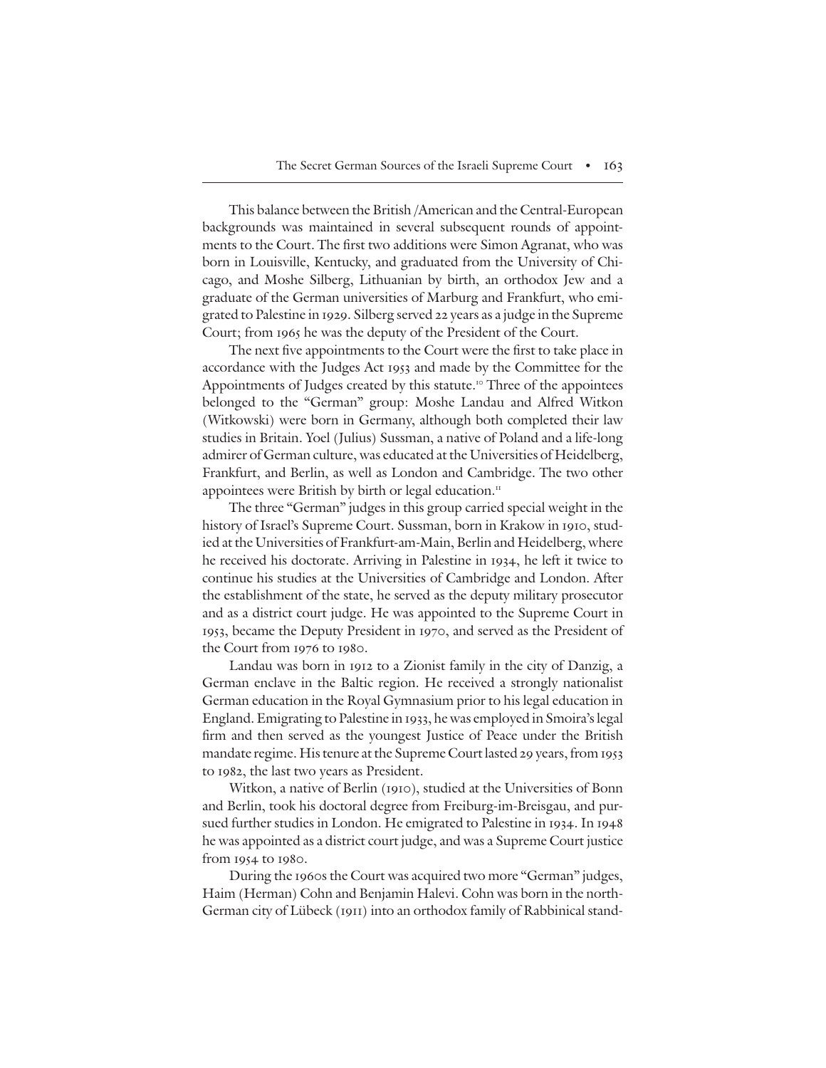This balance between the British /American and the Central-European backgrounds was maintained in several subsequent rounds of appointments to the Court. The first two additions were Simon Agranat, who was born in Louisville, Kentucky, and graduated from the University of Chicago, and Moshe Silberg, Lithuanian by birth, an orthodox Jew and a graduate of the German universities of Marburg and Frankfurt, who emigrated to Palestine in 1929. Silberg served 22 years as a judge in the Supreme Court; from 1965 he was the deputy of the President of the Court.

The next five appointments to the Court were the first to take place in accordance with the Judges Act 1953 and made by the Committee for the Appointments of Judges created by this statute.[10] Three of the appointees belonged to the "German" group: Moshe Landau and Alfred Witkon (Witkowski) were born in Germany, although both completed their law studies in Britain. Yoel (Julius) Sussman, a native of Poland and a life-long admirer of German culture, was educated at the Universities of Heidelberg, Frankfurt, and Berlin, as well as London and Cambridge. The two other appointees were British by birth or legal education.[11]

The three "German" judges in this group carried special weight in the history of Israel's Supreme Court. Sussman, born in Krakow in 1910, studied at the Universities of Frankfurt-am-Main, Berlin and Heidelberg, where he received his doctorate. Arriving in Palestine in 1934, he left it twice to continue his studies at the Universities of Cambridge and London. After the establishment of the state, he served as the deputy military prosecutor and as a district court judge. He was appointed to the Supreme Court in 1953, became the Deputy President in 1970, and served as the President of the Court from 1976 to 1980.

Landau was born in 1912 to a Zionist family in the city of Danzig, a German enclave in the Baltic region. He received a strongly nationalist German education in the Royal Gymnasium prior to his legal education in England. Emigrating to Palestine in 1933, he was employed in Smoira's legal firm and then served as the youngest Justice of Peace under the British mandate regime. His tenure at the Supreme Court lasted 29 years, from 1953 to 1982, the last two years as President.

Witkon, a native of Berlin (1910), studied at the Universities of Bonn and Berlin, took his doctoral degree from Freiburg-im-Breisgau, and pursued further studies in London. He emigrated to Palestine in 1934. In 1948 he was appointed as a district court judge, and was a Supreme Court justice from 1954 to 1980.

During the 1960s the Court was acquired two more "German" judges, Haim (Herman) Cohn and Benjamin Halevi. Cohn was born in the north-German city of Lübeck (1911) into an orthodox family of Rabbinical stand-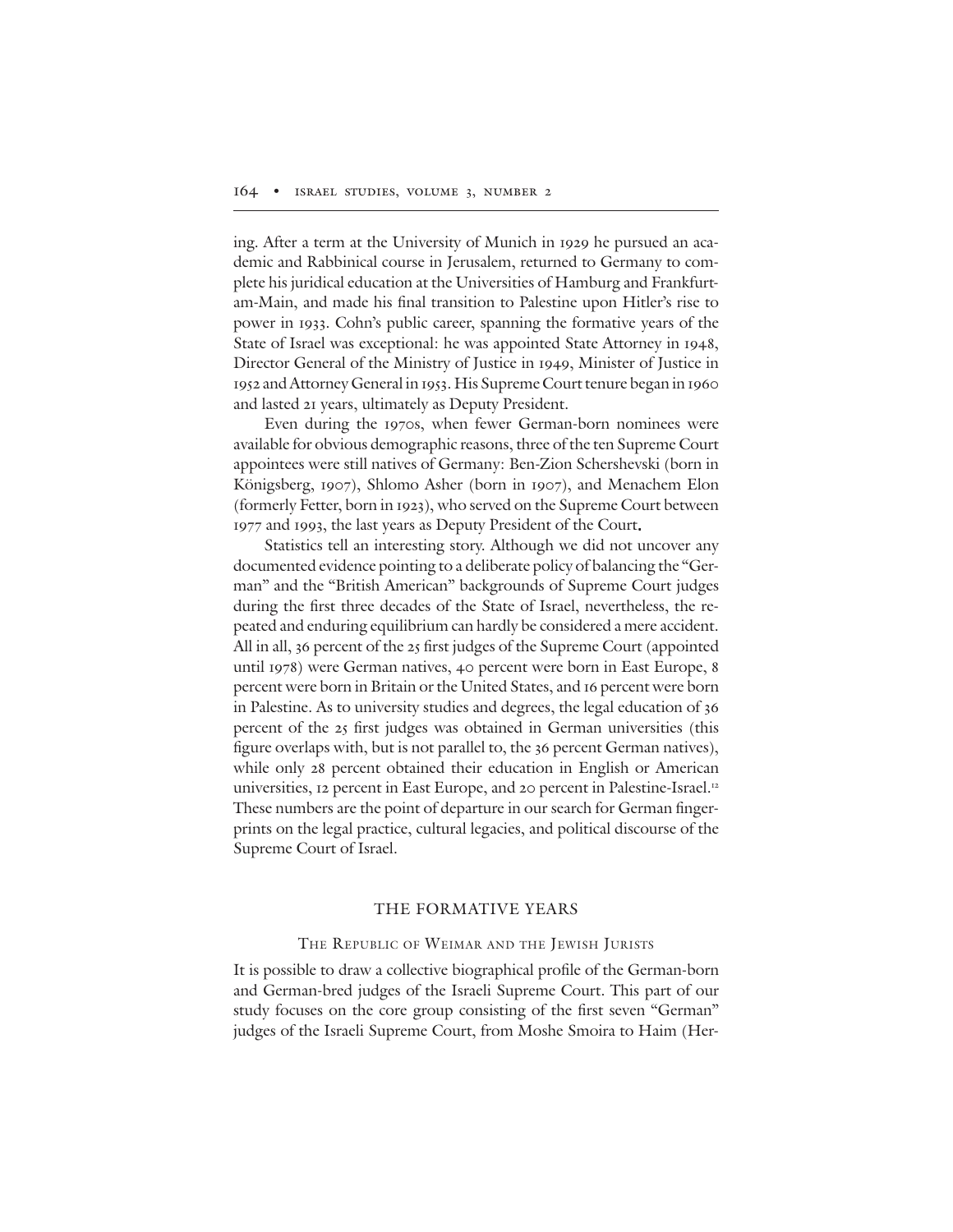ing. After a term at the University of Munich in 1929 he pursued an academic and Rabbinical course in Jerusalem, returned to Germany to complete his juridical education at the Universities of Hamburg and Frankfurt-am-Main, and made his final transition to Palestine upon Hitler's rise to power in 1933. Cohn's public career, spanning the formative years of the State of Israel was exceptional: he was appointed State Attorney in 1948, Director General of the Ministry of Justice in 1949, Minister of Justice in 1952 and Attorney General in 1953. His Supreme Court tenure began in 1960 and lasted 21 years, ultimately as Deputy President.

Even during the 1970s, when fewer German-born nominees were available for obvious demographic reasons, three of the ten Supreme Court appointees were still natives of Germany: Ben-Zion Schershevski (born in Königsberg, 1907), Shlomo Asher (born in 1907), and Menachem Elon (formerly Fetter, born in 1923), who served on the Supreme Court between 1977 and 1993, the last years as Deputy President of the Court.

Statistics tell an interesting story. Although we did not uncover any documented evidence pointing to a deliberate policy of balancing the "German" and the "British American" backgrounds of Supreme Court judges during the first three decades of the State of Israel, nevertheless, the repeated and enduring equilibrium can hardly be considered a mere accident. All in all, 36 percent of the 25 first judges of the Supreme Court (appointed until 1978) were German natives, 40 percent were born in East Europe, 8 percent were born in Britain or the United States, and 16 percent were born in Palestine. As to university studies and degrees, the legal education of 36 percent of the 25 first judges was obtained in German universities (this figure overlaps with, but is not parallel to, the 36 percent German natives), while only 28 percent obtained their education in English or American universities, 12 percent in East Europe, and 20 percent in Palestine-Israel.[12] These numbers are the point of departure in our search for German fingerprints on the legal practice, cultural legacies, and political discourse of the Supreme Court of Israel.

## THE FORMATIVE YEARS

### The Republic of Weimar and the Jewish Jurists

It is possible to draw a collective biographical profile of the German-born and German-bred judges of the Israeli Supreme Court. This part of our study focuses on the core group consisting of the first seven "German" judges of the Israeli Supreme Court, from Moshe Smoira to Haim (Her-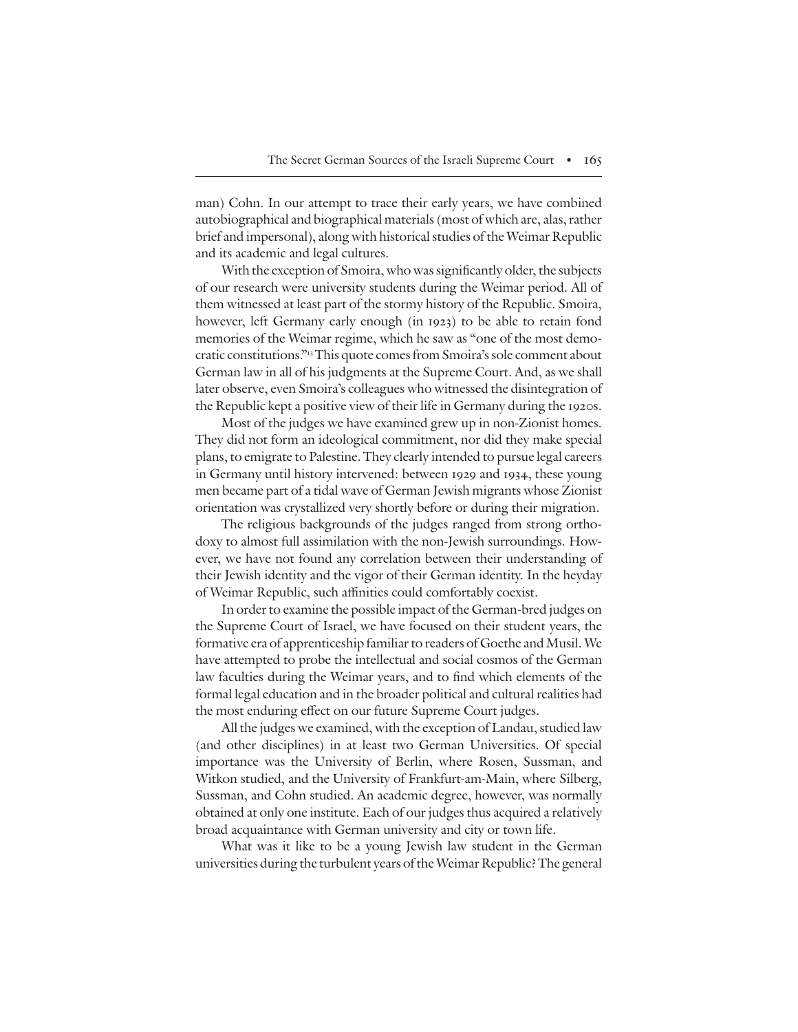man) Cohn. In our attempt to trace their early years, we have combined autobiographical and biographical materials (most of which are, alas, rather brief and impersonal), along with historical studies of the Weimar Republic and its academic and legal cultures.

With the exception of Smoira, who was significantly older, the subjects of our research were university students during the Weimar period. All of them witnessed at least part of the stormy history of the Republic. Smoira, however, left Germany early enough (in 1923) to be able to retain fond memories of the Weimar regime, which he saw as "one of the most democratic constitutions."[13] This quote comes from Smoira's sole comment about German law in all of his judgments at the Supreme Court. And, as we shall later observe, even Smoira's colleagues who witnessed the disintegration of the Republic kept a positive view of their life in Germany during the 1920s.

Most of the judges we have examined grew up in non-Zionist homes. They did not form an ideological commitment, nor did they make special plans, to emigrate to Palestine. They clearly intended to pursue legal careers in Germany until history intervened: between 1929 and 1934, these young men became part of a tidal wave of German Jewish migrants whose Zionist orientation was crystallized very shortly before or during their migration.

The religious backgrounds of the judges ranged from strong orthodoxy to almost full assimilation with the non-Jewish surroundings. However, we have not found any correlation between their understanding of their Jewish identity and the vigor of their German identity. In the heyday of Weimar Republic, such affinities could comfortably coexist.

In order to examine the possible impact of the German-bred judges on the Supreme Court of Israel, we have focused on their student years, the formative era of apprenticeship familiar to readers of Goethe and Musil. We have attempted to probe the intellectual and social cosmos of the German law faculties during the Weimar years, and to find which elements of the formal legal education and in the broader political and cultural realities had the most enduring effect on our future Supreme Court judges.

All the judges we examined, with the exception of Landau, studied law (and other disciplines) in at least two German Universities. Of special importance was the University of Berlin, where Rosen, Sussman, and Witkon studied, and the University of Frankfurt-am-Main, where Silberg, Sussman, and Cohn studied. An academic degree, however, was normally obtained at only one institute. Each of our judges thus acquired a relatively broad acquaintance with German university and city or town life.

What was it like to be a young Jewish law student in the German universities during the turbulent years of the Weimar Republic? The general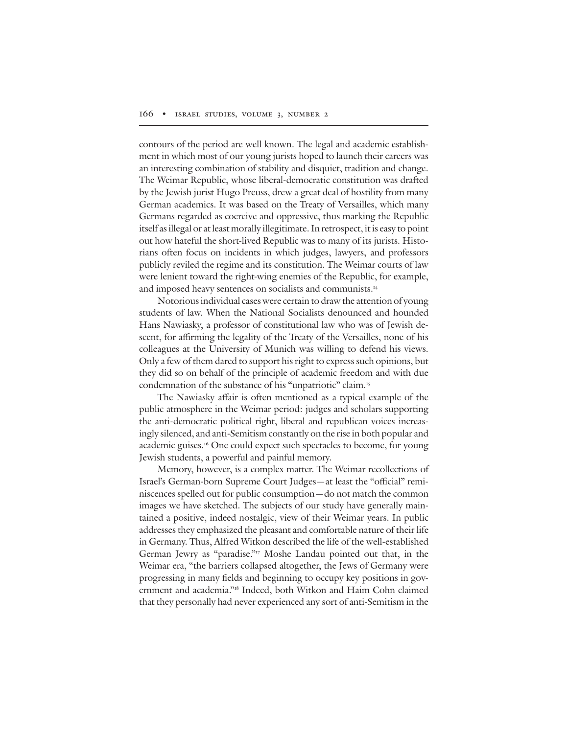contours of the period are well known. The legal and academic establishment in which most of our young jurists hoped to launch their careers was an interesting combination of stability and disquiet, tradition and change. The Weimar Republic, whose liberal-democratic constitution was drafted by the Jewish jurist Hugo Preuss, drew a great deal of hostility from many German academics. It was based on the Treaty of Versailles, which many Germans regarded as coercive and oppressive, thus marking the Republic itself as illegal or at least morally illegitimate. In retrospect, it is easy to point out how hateful the short-lived Republic was to many of its jurists. Historians often focus on incidents in which judges, lawyers, and professors publicly reviled the regime and its constitution. The Weimar courts of law were lenient toward the right-wing enemies of the Republic, for example, and imposed heavy sentences on socialists and communists.[14]

Notorious individual cases were certain to draw the attention of young students of law. When the National Socialists denounced and hounded Hans Nawiasky, a professor of constitutional law who was of Jewish descent, for affirming the legality of the Treaty of the Versailles, none of his colleagues at the University of Munich was willing to defend his views. Only a few of them dared to support his right to express such opinions, but they did so on behalf of the principle of academic freedom and with due condemnation of the substance of his "unpatriotic" claim.[15]

The Nawiasky affair is often mentioned as a typical example of the public atmosphere in the Weimar period: judges and scholars supporting the anti-democratic political right, liberal and republican voices increasingly silenced, and anti-Semitism constantly on the rise in both popular and academic guises.[16] One could expect such spectacles to become, for young Jewish students, a powerful and painful memory.

Memory, however, is a complex matter. The Weimar recollections of Israel's German-born Supreme Court Judges—at least the "official" reminiscences spelled out for public consumption—do not match the common images we have sketched. The subjects of our study have generally maintained a positive, indeed nostalgic, view of their Weimar years. In public addresses they emphasized the pleasant and comfortable nature of their life in Germany. Thus, Alfred Witkon described the life of the well-established German Jewry as "paradise."[17] Moshe Landau pointed out that, in the Weimar era, "the barriers collapsed altogether, the Jews of Germany were progressing in many fields and beginning to occupy key positions in government and academia."[18] Indeed, both Witkon and Haim Cohn claimed that they personally had never experienced any sort of anti-Semitism in the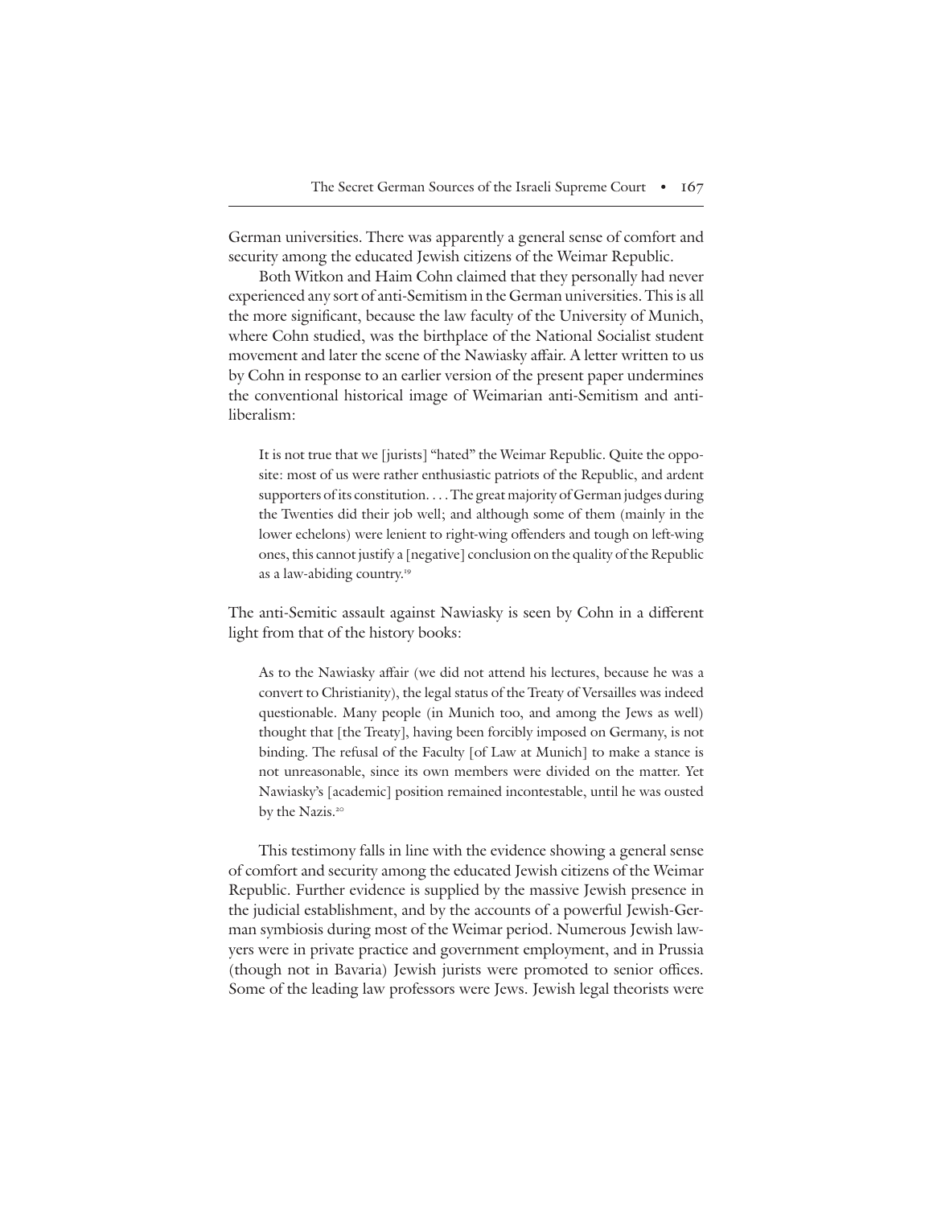German universities. There was apparently a general sense of comfort and security among the educated Jewish citizens of the Weimar Republic.

Both Witkon and Haim Cohn claimed that they personally had never experienced any sort of anti-Semitism in the German universities. This is all the more significant, because the law faculty of the University of Munich, where Cohn studied, was the birthplace of the National Socialist student movement and later the scene of the Nawiasky affair. A letter written to us by Cohn in response to an earlier version of the present paper undermines the conventional historical image of Weimarian anti-Semitism and anti-liberalism:

> It is not true that we [jurists] "hated" the Weimar Republic. Quite the opposite: most of us were rather enthusiastic patriots of the Republic, and ardent supporters of its constitution. . . . The great majority of German judges during the Twenties did their job well; and although some of them (mainly in the lower echelons) were lenient to right-wing offenders and tough on left-wing ones, this cannot justify a [negative] conclusion on the quality of the Republic as a law-abiding country.[19]

The anti-Semitic assault against Nawiasky is seen by Cohn in a different light from that of the history books:

> As to the Nawiasky affair (we did not attend his lectures, because he was a convert to Christianity), the legal status of the Treaty of Versailles was indeed questionable. Many people (in Munich too, and among the Jews as well) thought that [the Treaty], having been forcibly imposed on Germany, is not binding. The refusal of the Faculty [of Law at Munich] to make a stance is not unreasonable, since its own members were divided on the matter. Yet Nawiasky's [academic] position remained incontestable, until he was ousted by the Nazis.[20]

This testimony falls in line with the evidence showing a general sense of comfort and security among the educated Jewish citizens of the Weimar Republic. Further evidence is supplied by the massive Jewish presence in the judicial establishment, and by the accounts of a powerful Jewish-German symbiosis during most of the Weimar period. Numerous Jewish lawyers were in private practice and government employment, and in Prussia (though not in Bavaria) Jewish jurists were promoted to senior offices. Some of the leading law professors were Jews. Jewish legal theorists were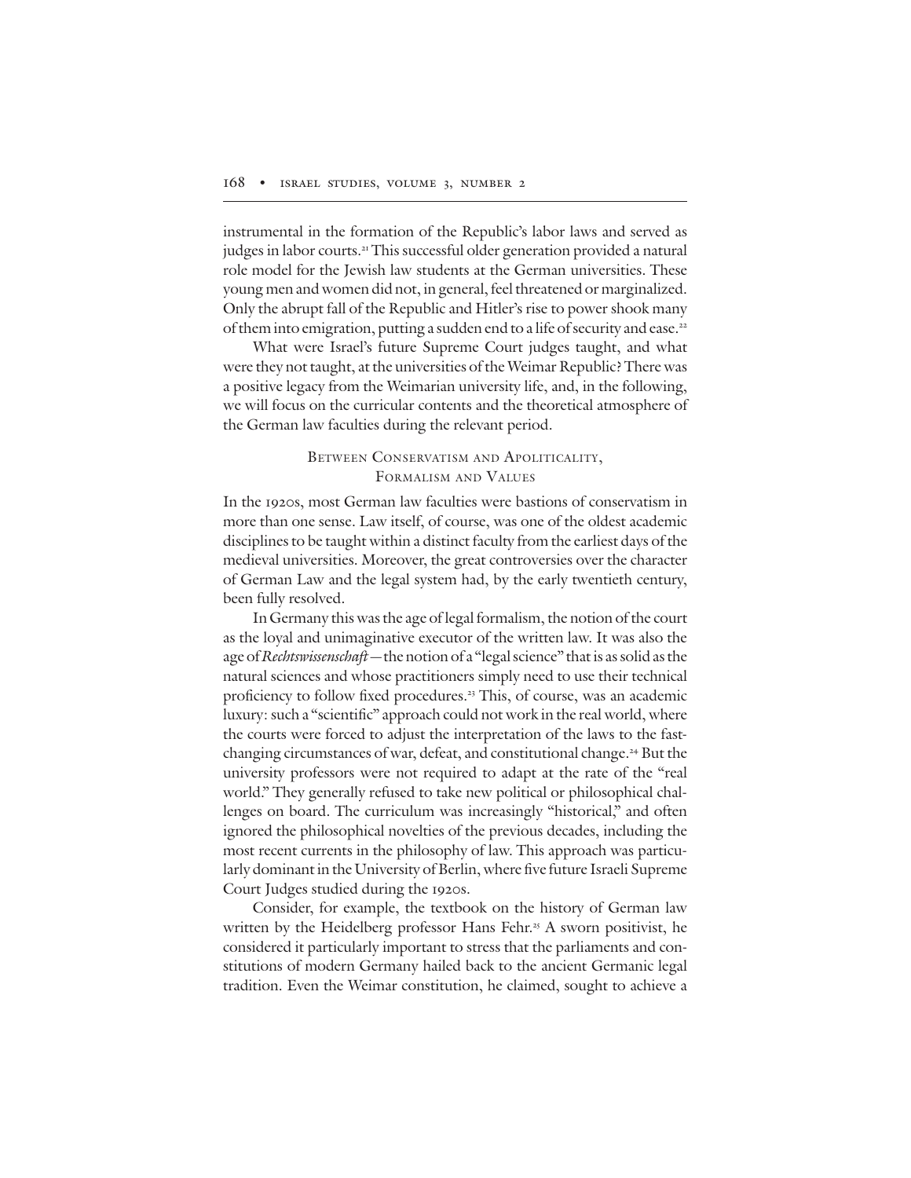instrumental in the formation of the Republic's labor laws and served as judges in labor courts.[21] This successful older generation provided a natural role model for the Jewish law students at the German universities. These young men and women did not, in general, feel threatened or marginalized. Only the abrupt fall of the Republic and Hitler's rise to power shook many of them into emigration, putting a sudden end to a life of security and ease.[22]

What were Israel's future Supreme Court judges taught, and what were they not taught, at the universities of the Weimar Republic? There was a positive legacy from the Weimarian university life, and, in the following, we will focus on the curricular contents and the theoretical atmosphere of the German law faculties during the relevant period.

## Between Conservatism and Apoliticality, Formalism and Values

In the 1920s, most German law faculties were bastions of conservatism in more than one sense. Law itself, of course, was one of the oldest academic disciplines to be taught within a distinct faculty from the earliest days of the medieval universities. Moreover, the great controversies over the character of German Law and the legal system had, by the early twentieth century, been fully resolved.

In Germany this was the age of legal formalism, the notion of the court as the loyal and unimaginative executor of the written law. It was also the age of *Rechtswissenschaft*—the notion of a "legal science" that is as solid as the natural sciences and whose practitioners simply need to use their technical proficiency to follow fixed procedures.[23] This, of course, was an academic luxury: such a "scientific" approach could not work in the real world, where the courts were forced to adjust the interpretation of the laws to the fast-changing circumstances of war, defeat, and constitutional change.[24] But the university professors were not required to adapt at the rate of the "real world." They generally refused to take new political or philosophical challenges on board. The curriculum was increasingly "historical," and often ignored the philosophical novelties of the previous decades, including the most recent currents in the philosophy of law. This approach was particularly dominant in the University of Berlin, where five future Israeli Supreme Court Judges studied during the 1920s.

Consider, for example, the textbook on the history of German law written by the Heidelberg professor Hans Fehr.[25] A sworn positivist, he considered it particularly important to stress that the parliaments and constitutions of modern Germany hailed back to the ancient Germanic legal tradition. Even the Weimar constitution, he claimed, sought to achieve a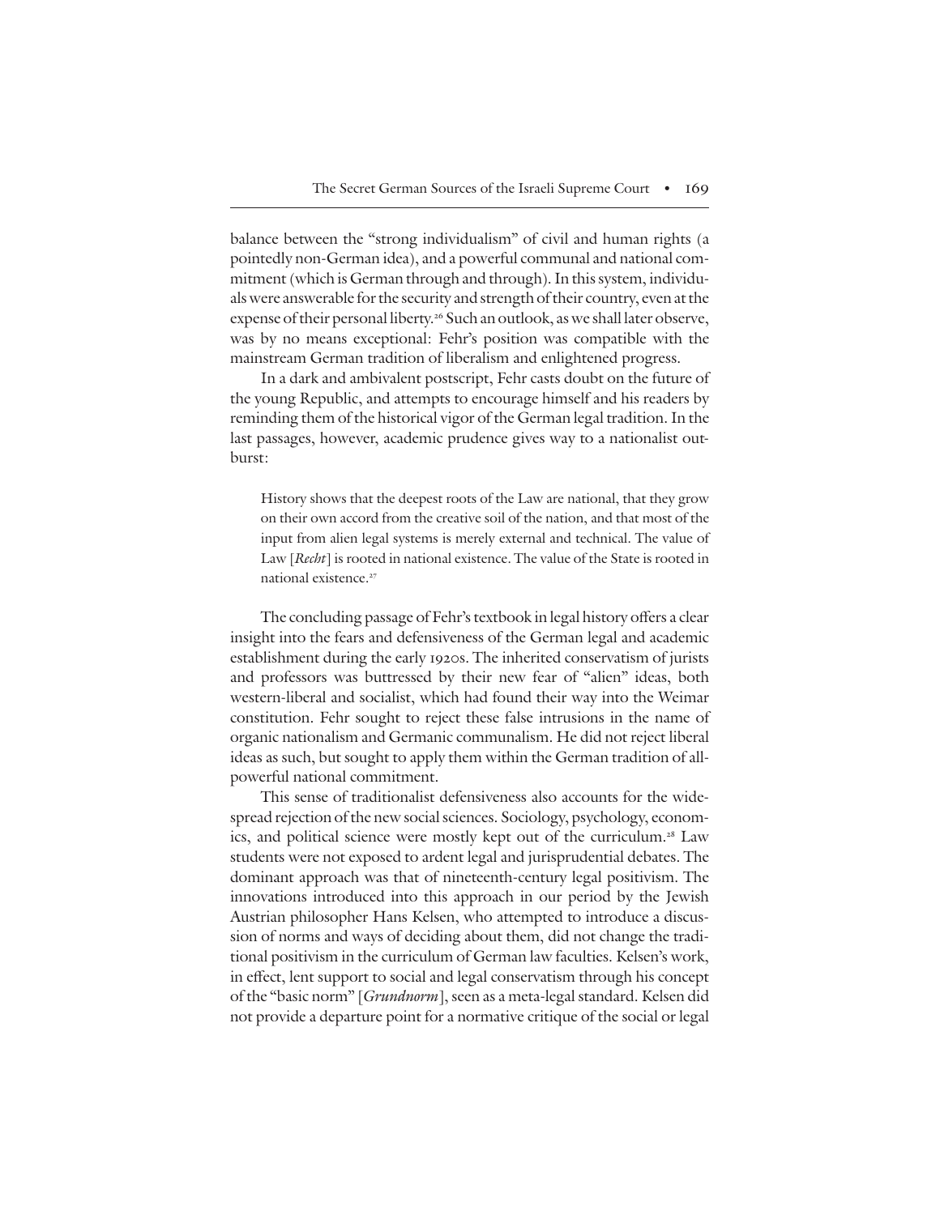balance between the "strong individualism" of civil and human rights (a pointedly non-German idea), and a powerful communal and national commitment (which is German through and through). In this system, individuals were answerable for the security and strength of their country, even at the expense of their personal liberty.[26] Such an outlook, as we shall later observe, was by no means exceptional: Fehr's position was compatible with the mainstream German tradition of liberalism and enlightened progress.

In a dark and ambivalent postscript, Fehr casts doubt on the future of the young Republic, and attempts to encourage himself and his readers by reminding them of the historical vigor of the German legal tradition. In the last passages, however, academic prudence gives way to a nationalist outburst:

> History shows that the deepest roots of the Law are national, that they grow on their own accord from the creative soil of the nation, and that most of the input from alien legal systems is merely external and technical. The value of Law [*Recht*] is rooted in national existence. The value of the State is rooted in national existence.[27]

The concluding passage of Fehr's textbook in legal history offers a clear insight into the fears and defensiveness of the German legal and academic establishment during the early 1920s. The inherited conservatism of jurists and professors was buttressed by their new fear of "alien" ideas, both western-liberal and socialist, which had found their way into the Weimar constitution. Fehr sought to reject these false intrusions in the name of organic nationalism and Germanic communalism. He did not reject liberal ideas as such, but sought to apply them within the German tradition of all-powerful national commitment.

This sense of traditionalist defensiveness also accounts for the widespread rejection of the new social sciences. Sociology, psychology, economics, and political science were mostly kept out of the curriculum.[28] Law students were not exposed to ardent legal and jurisprudential debates. The dominant approach was that of nineteenth-century legal positivism. The innovations introduced into this approach in our period by the Jewish Austrian philosopher Hans Kelsen, who attempted to introduce a discussion of norms and ways of deciding about them, did not change the traditional positivism in the curriculum of German law faculties. Kelsen's work, in effect, lent support to social and legal conservatism through his concept of the "basic norm" [*Grundnorm*], seen as a meta-legal standard. Kelsen did not provide a departure point for a normative critique of the social or legal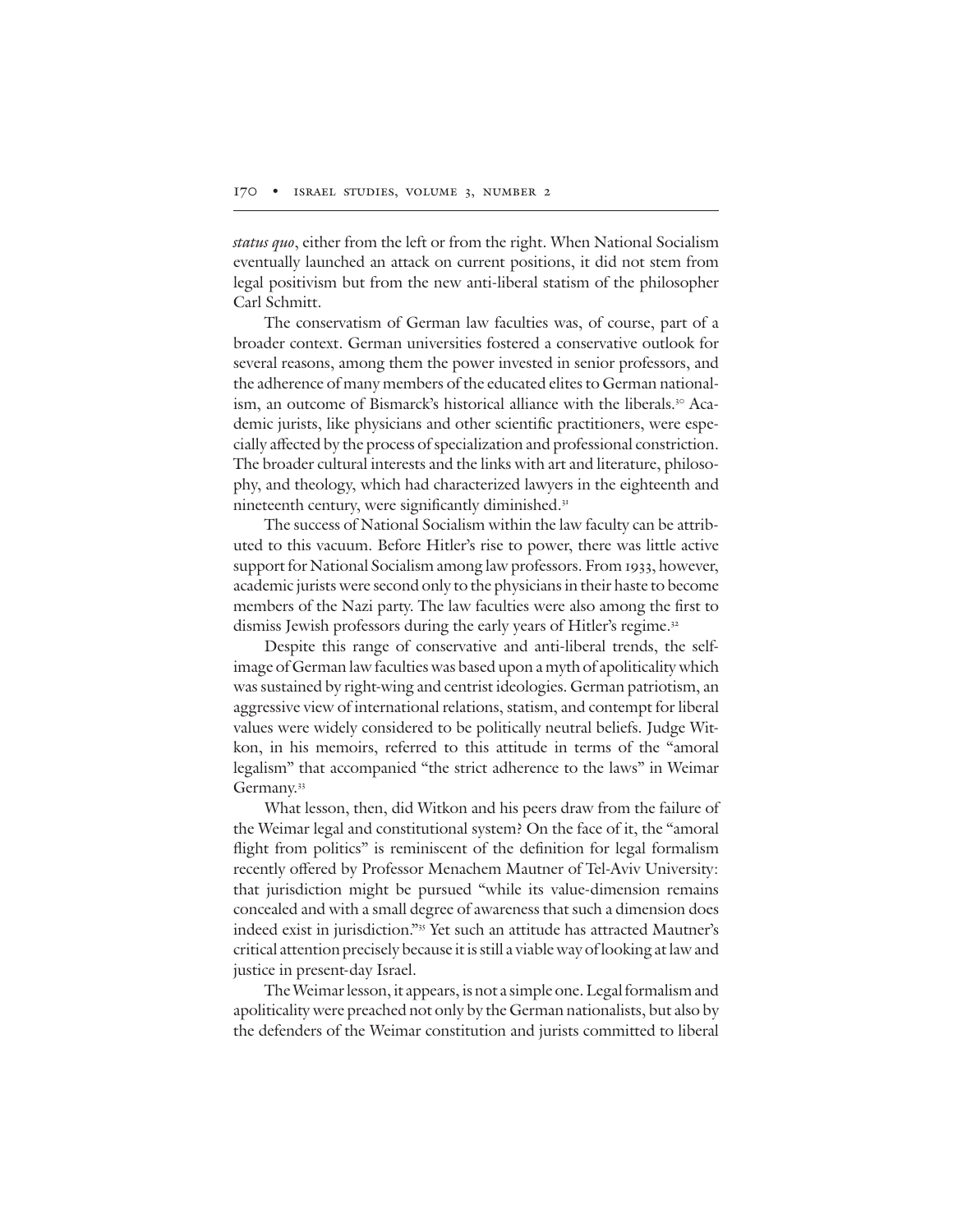*status quo*, either from the left or from the right. When National Socialism eventually launched an attack on current positions, it did not stem from legal positivism but from the new anti-liberal statism of the philosopher Carl Schmitt.

The conservatism of German law faculties was, of course, part of a broader context. German universities fostered a conservative outlook for several reasons, among them the power invested in senior professors, and the adherence of many members of the educated elites to German nationalism, an outcome of Bismarck's historical alliance with the liberals.[30] Academic jurists, like physicians and other scientific practitioners, were especially affected by the process of specialization and professional constriction. The broader cultural interests and the links with art and literature, philosophy, and theology, which had characterized lawyers in the eighteenth and nineteenth century, were significantly diminished.[31]

The success of National Socialism within the law faculty can be attributed to this vacuum. Before Hitler's rise to power, there was little active support for National Socialism among law professors. From 1933, however, academic jurists were second only to the physicians in their haste to become members of the Nazi party. The law faculties were also among the first to dismiss Jewish professors during the early years of Hitler's regime.[32]

Despite this range of conservative and anti-liberal trends, the self-image of German law faculties was based upon a myth of apoliticality which was sustained by right-wing and centrist ideologies. German patriotism, an aggressive view of international relations, statism, and contempt for liberal values were widely considered to be politically neutral beliefs. Judge Witkon, in his memoirs, referred to this attitude in terms of the "amoral legalism" that accompanied "the strict adherence to the laws" in Weimar Germany.[33]

What lesson, then, did Witkon and his peers draw from the failure of the Weimar legal and constitutional system? On the face of it, the "amoral flight from politics" is reminiscent of the definition for legal formalism recently offered by Professor Menachem Mautner of Tel-Aviv University: that jurisdiction might be pursued "while its value-dimension remains concealed and with a small degree of awareness that such a dimension does indeed exist in jurisdiction."[35] Yet such an attitude has attracted Mautner's critical attention precisely because it is still a viable way of looking at law and justice in present-day Israel.

The Weimar lesson, it appears, is not a simple one. Legal formalism and apoliticality were preached not only by the German nationalists, but also by the defenders of the Weimar constitution and jurists committed to liberal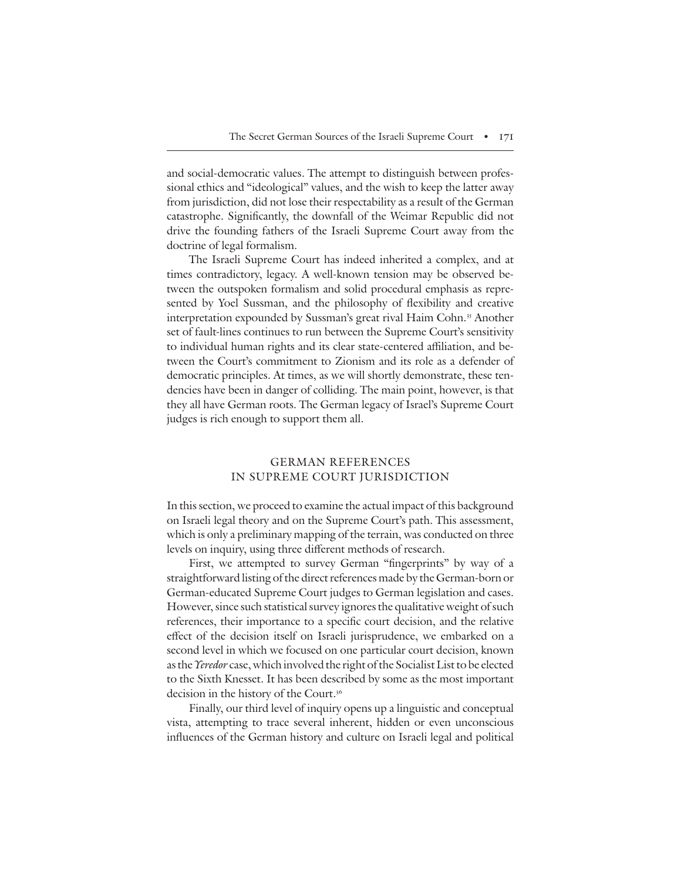and social-democratic values. The attempt to distinguish between professional ethics and "ideological" values, and the wish to keep the latter away from jurisdiction, did not lose their respectability as a result of the German catastrophe. Significantly, the downfall of the Weimar Republic did not drive the founding fathers of the Israeli Supreme Court away from the doctrine of legal formalism.

The Israeli Supreme Court has indeed inherited a complex, and at times contradictory, legacy. A well-known tension may be observed between the outspoken formalism and solid procedural emphasis as represented by Yoel Sussman, and the philosophy of flexibility and creative interpretation expounded by Sussman's great rival Haim Cohn.[35] Another set of fault-lines continues to run between the Supreme Court's sensitivity to individual human rights and its clear state-centered affiliation, and between the Court's commitment to Zionism and its role as a defender of democratic principles. At times, as we will shortly demonstrate, these tendencies have been in danger of colliding. The main point, however, is that they all have German roots. The German legacy of Israel's Supreme Court judges is rich enough to support them all.

## GERMAN REFERENCES IN SUPREME COURT JURISDICTION

In this section, we proceed to examine the actual impact of this background on Israeli legal theory and on the Supreme Court's path. This assessment, which is only a preliminary mapping of the terrain, was conducted on three levels on inquiry, using three different methods of research.

First, we attempted to survey German "fingerprints" by way of a straightforward listing of the direct references made by the German-born or German-educated Supreme Court judges to German legislation and cases. However, since such statistical survey ignores the qualitative weight of such references, their importance to a specific court decision, and the relative effect of the decision itself on Israeli jurisprudence, we embarked on a second level in which we focused on one particular court decision, known as the *Yeredor* case, which involved the right of the Socialist List to be elected to the Sixth Knesset. It has been described by some as the most important decision in the history of the Court.[36]

Finally, our third level of inquiry opens up a linguistic and conceptual vista, attempting to trace several inherent, hidden or even unconscious influences of the German history and culture on Israeli legal and political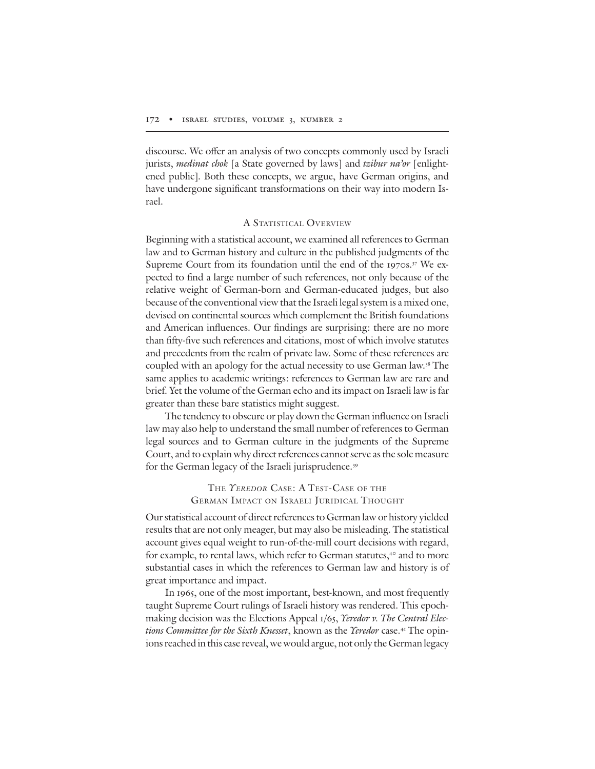discourse. We offer an analysis of two concepts commonly used by Israeli jurists, *medinat chok* [a State governed by laws] and *tzibur na'or* [enlightened public]. Both these concepts, we argue, have German origins, and have undergone significant transformations on their way into modern Israel.

## A Statistical Overview

Beginning with a statistical account, we examined all references to German law and to German history and culture in the published judgments of the Supreme Court from its foundation until the end of the 1970s.[37] We expected to find a large number of such references, not only because of the relative weight of German-born and German-educated judges, but also because of the conventional view that the Israeli legal system is a mixed one, devised on continental sources which complement the British foundations and American influences. Our findings are surprising: there are no more than fifty-five such references and citations, most of which involve statutes and precedents from the realm of private law. Some of these references are coupled with an apology for the actual necessity to use German law.[38] The same applies to academic writings: references to German law are rare and brief. Yet the volume of the German echo and its impact on Israeli law is far greater than these bare statistics might suggest.

The tendency to obscure or play down the German influence on Israeli law may also help to understand the small number of references to German legal sources and to German culture in the judgments of the Supreme Court, and to explain why direct references cannot serve as the sole measure for the German legacy of the Israeli jurisprudence.[39]

## The *Yeredor* Case: A Test-Case of the German Impact on Israeli Juridical Thought

Our statistical account of direct references to German law or history yielded results that are not only meager, but may also be misleading. The statistical account gives equal weight to run-of-the-mill court decisions with regard, for example, to rental laws, which refer to German statutes,[40] and to more substantial cases in which the references to German law and history is of great importance and impact.

In 1965, one of the most important, best-known, and most frequently taught Supreme Court rulings of Israeli history was rendered. This epoch-making decision was the Elections Appeal 1/65, *Yeredor v. The Central Elections Committee for the Sixth Knesset*, known as the *Yeredor* case.[41] The opinions reached in this case reveal, we would argue, not only the German legacy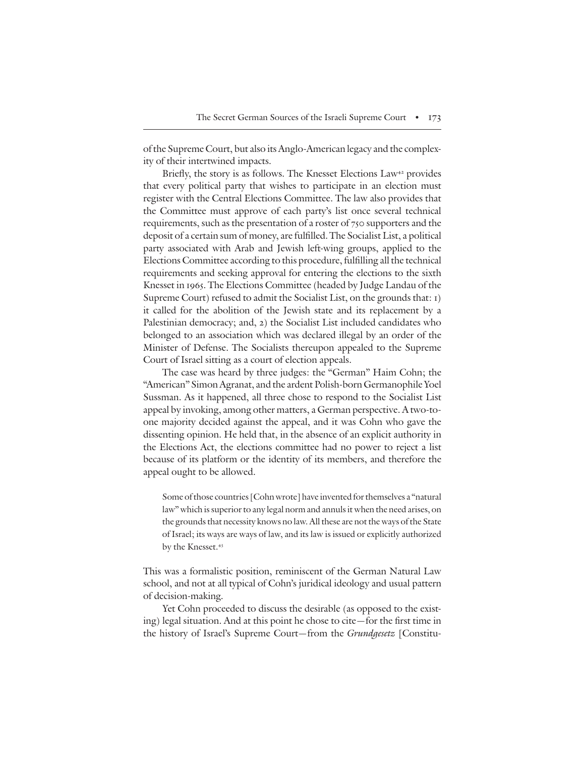of the Supreme Court, but also its Anglo-American legacy and the complexity of their intertwined impacts.

Briefly, the story is as follows. The Knesset Elections Law[42] provides that every political party that wishes to participate in an election must register with the Central Elections Committee. The law also provides that the Committee must approve of each party's list once several technical requirements, such as the presentation of a roster of 750 supporters and the deposit of a certain sum of money, are fulfilled. The Socialist List, a political party associated with Arab and Jewish left-wing groups, applied to the Elections Committee according to this procedure, fulfilling all the technical requirements and seeking approval for entering the elections to the sixth Knesset in 1965. The Elections Committee (headed by Judge Landau of the Supreme Court) refused to admit the Socialist List, on the grounds that: 1) it called for the abolition of the Jewish state and its replacement by a Palestinian democracy; and, 2) the Socialist List included candidates who belonged to an association which was declared illegal by an order of the Minister of Defense. The Socialists thereupon appealed to the Supreme Court of Israel sitting as a court of election appeals.

The case was heard by three judges: the "German" Haim Cohn; the "American" Simon Agranat, and the ardent Polish-born Germanophile Yoel Sussman. As it happened, all three chose to respond to the Socialist List appeal by invoking, among other matters, a German perspective. A two-to-one majority decided against the appeal, and it was Cohn who gave the dissenting opinion. He held that, in the absence of an explicit authority in the Elections Act, the elections committee had no power to reject a list because of its platform or the identity of its members, and therefore the appeal ought to be allowed.

> Some of those countries [Cohn wrote] have invented for themselves a "natural law" which is superior to any legal norm and annuls it when the need arises, on the grounds that necessity knows no law. All these are not the ways of the State of Israel; its ways are ways of law, and its law is issued or explicitly authorized by the Knesset.[43]

This was a formalistic position, reminiscent of the German Natural Law school, and not at all typical of Cohn's juridical ideology and usual pattern of decision-making.

Yet Cohn proceeded to discuss the desirable (as opposed to the existing) legal situation. And at this point he chose to cite—for the first time in the history of Israel's Supreme Court—from the *Grundgesetz* [Constitu-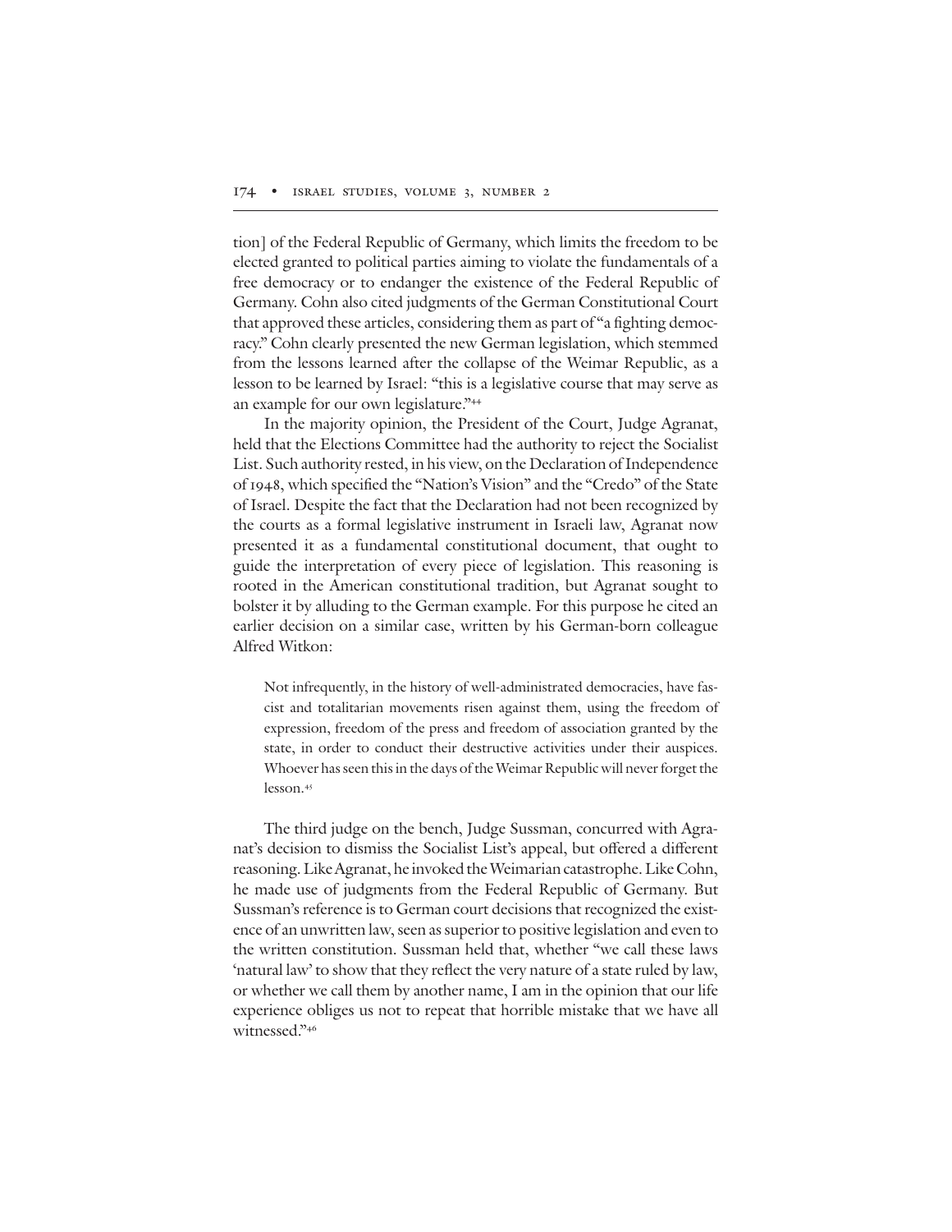tion] of the Federal Republic of Germany, which limits the freedom to be elected granted to political parties aiming to violate the fundamentals of a free democracy or to endanger the existence of the Federal Republic of Germany. Cohn also cited judgments of the German Constitutional Court that approved these articles, considering them as part of "a fighting democracy." Cohn clearly presented the new German legislation, which stemmed from the lessons learned after the collapse of the Weimar Republic, as a lesson to be learned by Israel: "this is a legislative course that may serve as an example for our own legislature."[44]

In the majority opinion, the President of the Court, Judge Agranat, held that the Elections Committee had the authority to reject the Socialist List. Such authority rested, in his view, on the Declaration of Independence of 1948, which specified the "Nation's Vision" and the "Credo" of the State of Israel. Despite the fact that the Declaration had not been recognized by the courts as a formal legislative instrument in Israeli law, Agranat now presented it as a fundamental constitutional document, that ought to guide the interpretation of every piece of legislation. This reasoning is rooted in the American constitutional tradition, but Agranat sought to bolster it by alluding to the German example. For this purpose he cited an earlier decision on a similar case, written by his German-born colleague Alfred Witkon:

> Not infrequently, in the history of well-administrated democracies, have fascist and totalitarian movements risen against them, using the freedom of expression, freedom of the press and freedom of association granted by the state, in order to conduct their destructive activities under their auspices. Whoever has seen this in the days of the Weimar Republic will never forget the lesson.[45]

The third judge on the bench, Judge Sussman, concurred with Agranat's decision to dismiss the Socialist List's appeal, but offered a different reasoning. Like Agranat, he invoked the Weimarian catastrophe. Like Cohn, he made use of judgments from the Federal Republic of Germany. But Sussman's reference is to German court decisions that recognized the existence of an unwritten law, seen as superior to positive legislation and even to the written constitution. Sussman held that, whether "we call these laws 'natural law' to show that they reflect the very nature of a state ruled by law, or whether we call them by another name, I am in the opinion that our life experience obliges us not to repeat that horrible mistake that we have all witnessed."[46]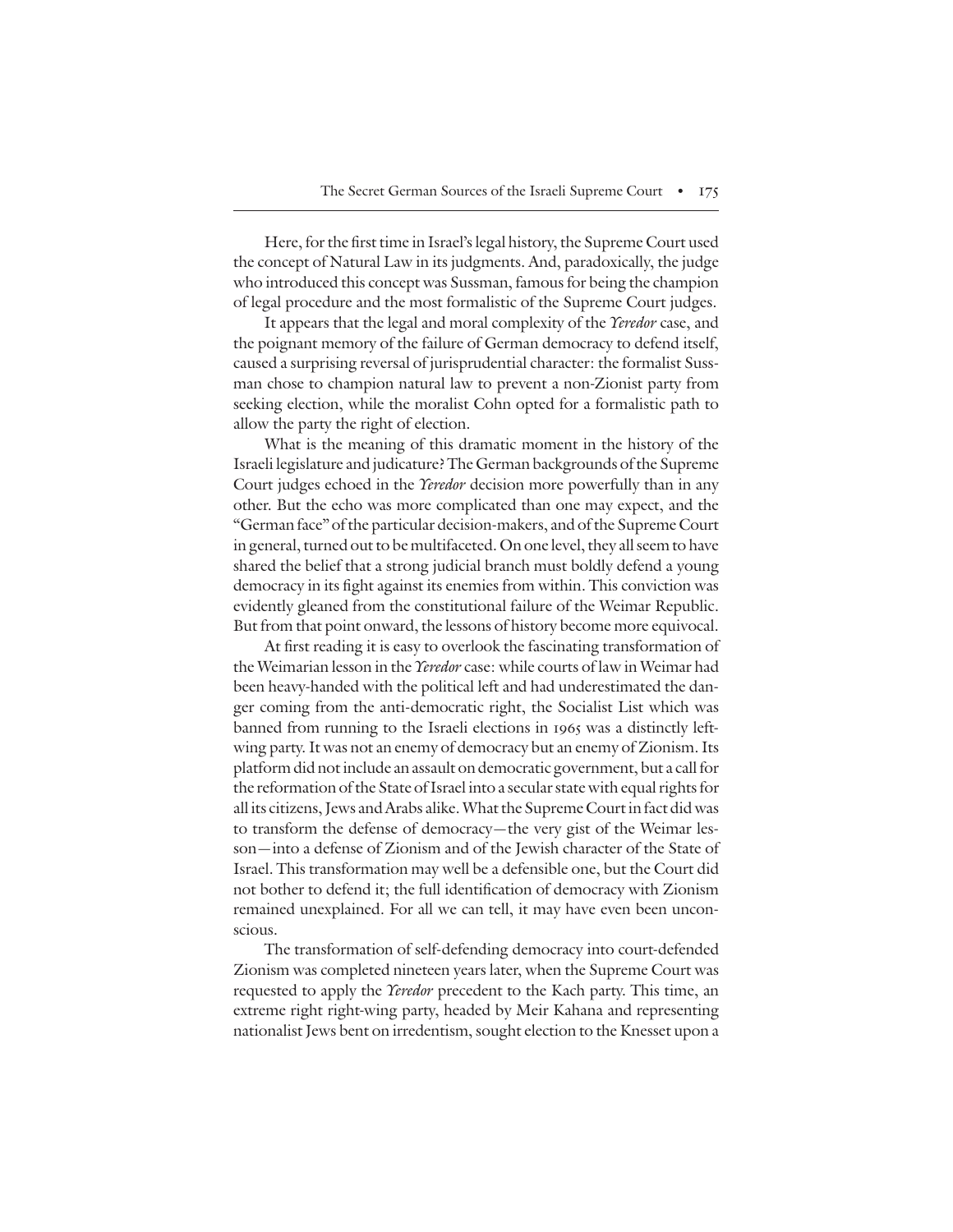Here, for the first time in Israel's legal history, the Supreme Court used the concept of Natural Law in its judgments. And, paradoxically, the judge who introduced this concept was Sussman, famous for being the champion of legal procedure and the most formalistic of the Supreme Court judges.

It appears that the legal and moral complexity of the *Yeredor* case, and the poignant memory of the failure of German democracy to defend itself, caused a surprising reversal of jurisprudential character: the formalist Sussman chose to champion natural law to prevent a non-Zionist party from seeking election, while the moralist Cohn opted for a formalistic path to allow the party the right of election.

What is the meaning of this dramatic moment in the history of the Israeli legislature and judicature? The German backgrounds of the Supreme Court judges echoed in the *Yeredor* decision more powerfully than in any other. But the echo was more complicated than one may expect, and the "German face" of the particular decision-makers, and of the Supreme Court in general, turned out to be multifaceted. On one level, they all seem to have shared the belief that a strong judicial branch must boldly defend a young democracy in its fight against its enemies from within. This conviction was evidently gleaned from the constitutional failure of the Weimar Republic. But from that point onward, the lessons of history become more equivocal.

At first reading it is easy to overlook the fascinating transformation of the Weimarian lesson in the *Yeredor* case: while courts of law in Weimar had been heavy-handed with the political left and had underestimated the danger coming from the anti-democratic right, the Socialist List which was banned from running to the Israeli elections in 1965 was a distinctly left-wing party. It was not an enemy of democracy but an enemy of Zionism. Its platform did not include an assault on democratic government, but a call for the reformation of the State of Israel into a secular state with equal rights for all its citizens, Jews and Arabs alike. What the Supreme Court in fact did was to transform the defense of democracy—the very gist of the Weimar lesson—into a defense of Zionism and of the Jewish character of the State of Israel. This transformation may well be a defensible one, but the Court did not bother to defend it; the full identification of democracy with Zionism remained unexplained. For all we can tell, it may have even been unconscious.

The transformation of self-defending democracy into court-defended Zionism was completed nineteen years later, when the Supreme Court was requested to apply the *Yeredor* precedent to the Kach party. This time, an extreme right right-wing party, headed by Meir Kahana and representing nationalist Jews bent on irredentism, sought election to the Knesset upon a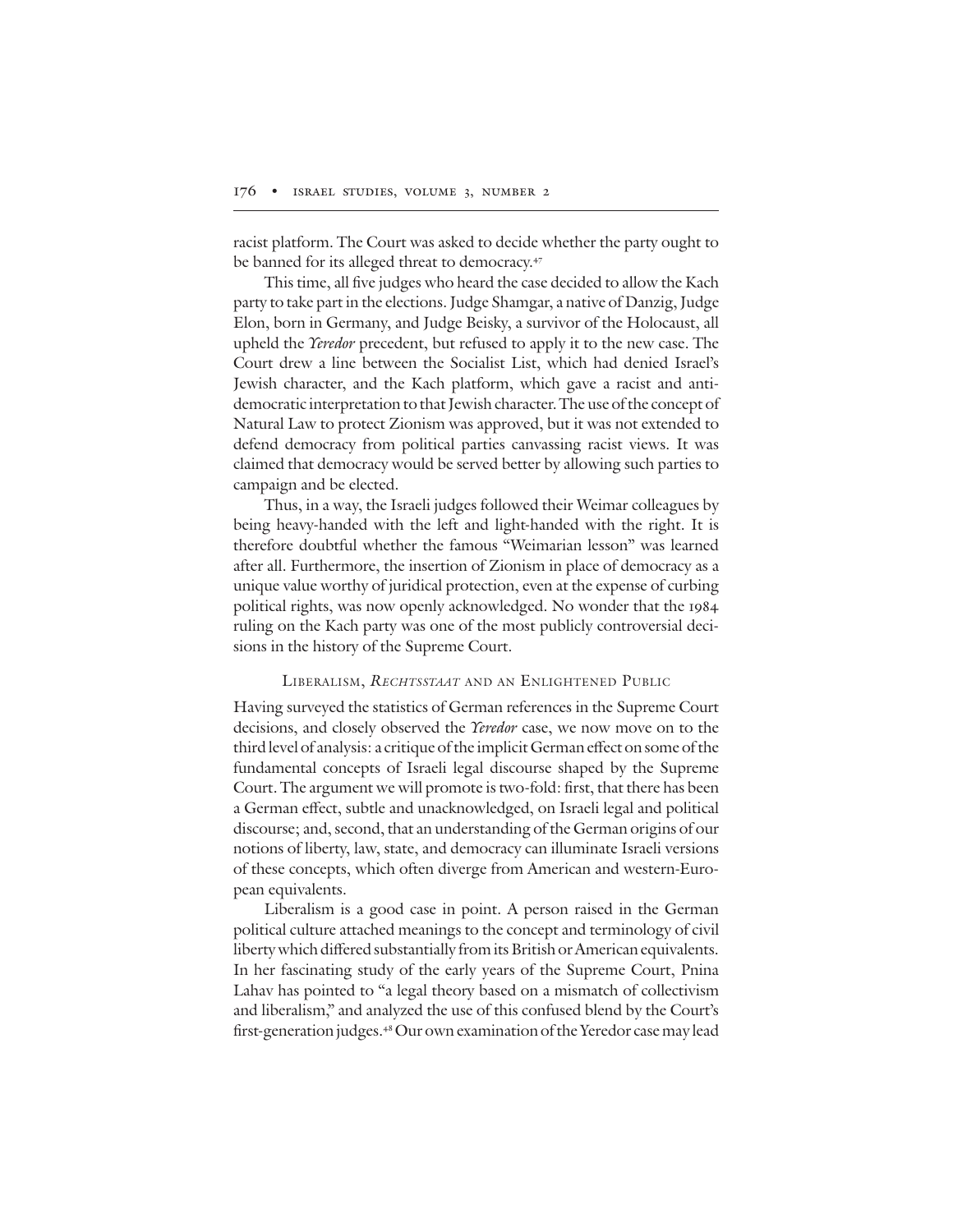racist platform. The Court was asked to decide whether the party ought to be banned for its alleged threat to democracy.[47]

This time, all five judges who heard the case decided to allow the Kach party to take part in the elections. Judge Shamgar, a native of Danzig, Judge Elon, born in Germany, and Judge Beisky, a survivor of the Holocaust, all upheld the *Yeredor* precedent, but refused to apply it to the new case. The Court drew a line between the Socialist List, which had denied Israel's Jewish character, and the Kach platform, which gave a racist and anti-democratic interpretation to that Jewish character. The use of the concept of Natural Law to protect Zionism was approved, but it was not extended to defend democracy from political parties canvassing racist views. It was claimed that democracy would be served better by allowing such parties to campaign and be elected.

Thus, in a way, the Israeli judges followed their Weimar colleagues by being heavy-handed with the left and light-handed with the right. It is therefore doubtful whether the famous "Weimarian lesson" was learned after all. Furthermore, the insertion of Zionism in place of democracy as a unique value worthy of juridical protection, even at the expense of curbing political rights, was now openly acknowledged. No wonder that the 1984 ruling on the Kach party was one of the most publicly controversial decisions in the history of the Supreme Court.

## Liberalism, *Rechtsstaat* and an Enlightened Public

Having surveyed the statistics of German references in the Supreme Court decisions, and closely observed the *Yeredor* case, we now move on to the third level of analysis: a critique of the implicit German effect on some of the fundamental concepts of Israeli legal discourse shaped by the Supreme Court. The argument we will promote is two-fold: first, that there has been a German effect, subtle and unacknowledged, on Israeli legal and political discourse; and, second, that an understanding of the German origins of our notions of liberty, law, state, and democracy can illuminate Israeli versions of these concepts, which often diverge from American and western-European equivalents.

Liberalism is a good case in point. A person raised in the German political culture attached meanings to the concept and terminology of civil liberty which differed substantially from its British or American equivalents. In her fascinating study of the early years of the Supreme Court, Pnina Lahav has pointed to "a legal theory based on a mismatch of collectivism and liberalism," and analyzed the use of this confused blend by the Court's first-generation judges.[48] Our own examination of the Yeredor case may lead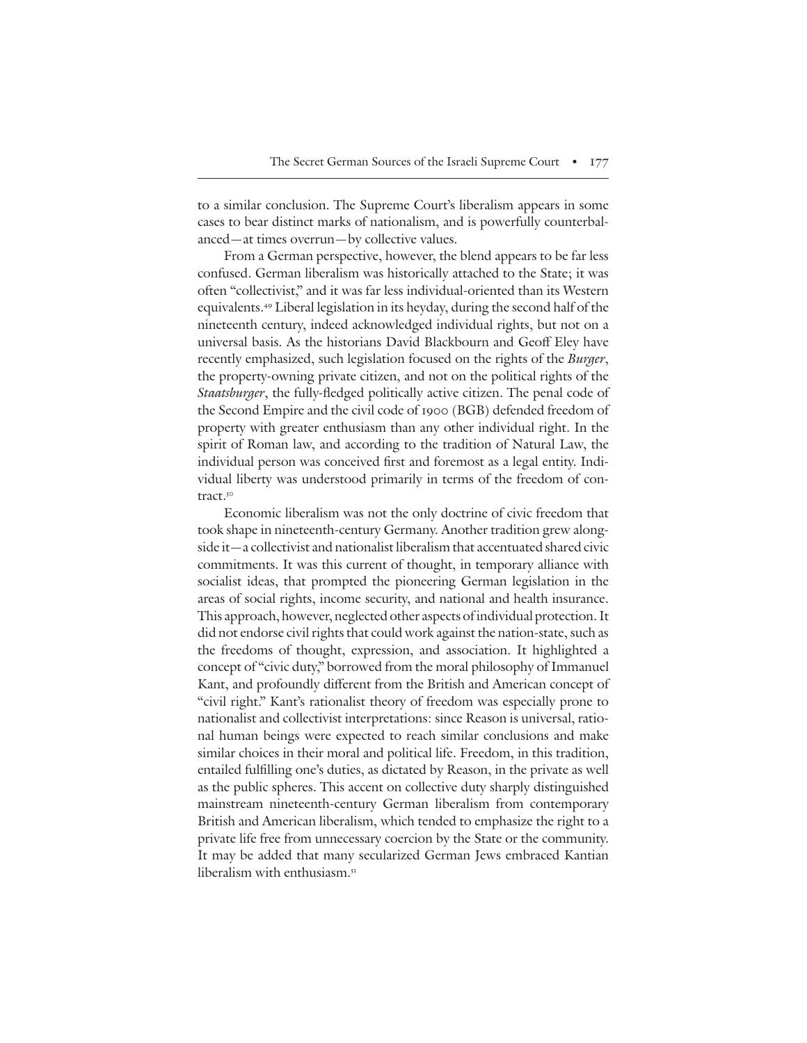to a similar conclusion. The Supreme Court's liberalism appears in some cases to bear distinct marks of nationalism, and is powerfully counterbalanced—at times overrun—by collective values.

From a German perspective, however, the blend appears to be far less confused. German liberalism was historically attached to the State; it was often "collectivist," and it was far less individual-oriented than its Western equivalents.[49] Liberal legislation in its heyday, during the second half of the nineteenth century, indeed acknowledged individual rights, but not on a universal basis. As the historians David Blackbourn and Geoff Eley have recently emphasized, such legislation focused on the rights of the *Burger*, the property-owning private citizen, and not on the political rights of the *Staatsburger*, the fully-fledged politically active citizen. The penal code of the Second Empire and the civil code of 1900 (BGB) defended freedom of property with greater enthusiasm than any other individual right. In the spirit of Roman law, and according to the tradition of Natural Law, the individual person was conceived first and foremost as a legal entity. Individual liberty was understood primarily in terms of the freedom of contract.[50]

Economic liberalism was not the only doctrine of civic freedom that took shape in nineteenth-century Germany. Another tradition grew alongside it—a collectivist and nationalist liberalism that accentuated shared civic commitments. It was this current of thought, in temporary alliance with socialist ideas, that prompted the pioneering German legislation in the areas of social rights, income security, and national and health insurance. This approach, however, neglected other aspects of individual protection. It did not endorse civil rights that could work against the nation-state, such as the freedoms of thought, expression, and association. It highlighted a concept of "civic duty," borrowed from the moral philosophy of Immanuel Kant, and profoundly different from the British and American concept of "civil right." Kant's rationalist theory of freedom was especially prone to nationalist and collectivist interpretations: since Reason is universal, rational human beings were expected to reach similar conclusions and make similar choices in their moral and political life. Freedom, in this tradition, entailed fulfilling one's duties, as dictated by Reason, in the private as well as the public spheres. This accent on collective duty sharply distinguished mainstream nineteenth-century German liberalism from contemporary British and American liberalism, which tended to emphasize the right to a private life free from unnecessary coercion by the State or the community. It may be added that many secularized German Jews embraced Kantian liberalism with enthusiasm.[51]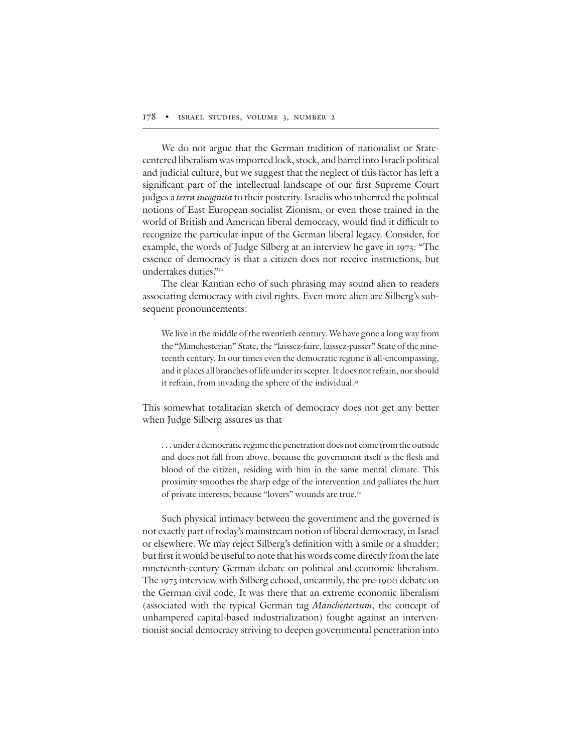We do not argue that the German tradition of nationalist or State-centered liberalism was imported lock, stock, and barrel into Israeli political and judicial culture, but we suggest that the neglect of this factor has left a significant part of the intellectual landscape of our first Supreme Court judges a *terra incognita* to their posterity. Israelis who inherited the political notions of East European socialist Zionism, or even those trained in the world of British and American liberal democracy, would find it difficult to recognize the particular input of the German liberal legacy. Consider, for example, the words of Judge Silberg at an interview he gave in 1973: "The essence of democracy is that a citizen does not receive instructions, but undertakes duties."[52]

The clear Kantian echo of such phrasing may sound alien to readers associating democracy with civil rights. Even more alien are Silberg's subsequent pronouncements:

> We live in the middle of the twentieth century. We have gone a long way from the "Manchesterian" State, the "laissez-faire, laissez-passer" State of the nineteenth century. In our times even the democratic regime is all-encompassing, and it places all branches of life under its scepter. It does not refrain, nor should it refrain, from invading the sphere of the individual.[53]

This somewhat totalitarian sketch of democracy does not get any better when Judge Silberg assures us that

> . . . under a democratic regime the penetration does not come from the outside and does not fall from above, because the government itself is the flesh and blood of the citizen, residing with him in the same mental climate. This proximity smoothes the sharp edge of the intervention and palliates the hurt of private interests, because "lovers" wounds are true.[54]

Such physical intimacy between the government and the governed is not exactly part of today's mainstream notion of liberal democracy, in Israel or elsewhere. We may reject Silberg's definition with a smile or a shudder; but first it would be useful to note that his words come directly from the late nineteenth-century German debate on political and economic liberalism. The 1973 interview with Silberg echoed, uncannily, the pre-1900 debate on the German civil code. It was there that an extreme economic liberalism (associated with the typical German tag *Manchestertum*, the concept of unhampered capital-based industrialization) fought against an interventionist social democracy striving to deepen governmental penetration into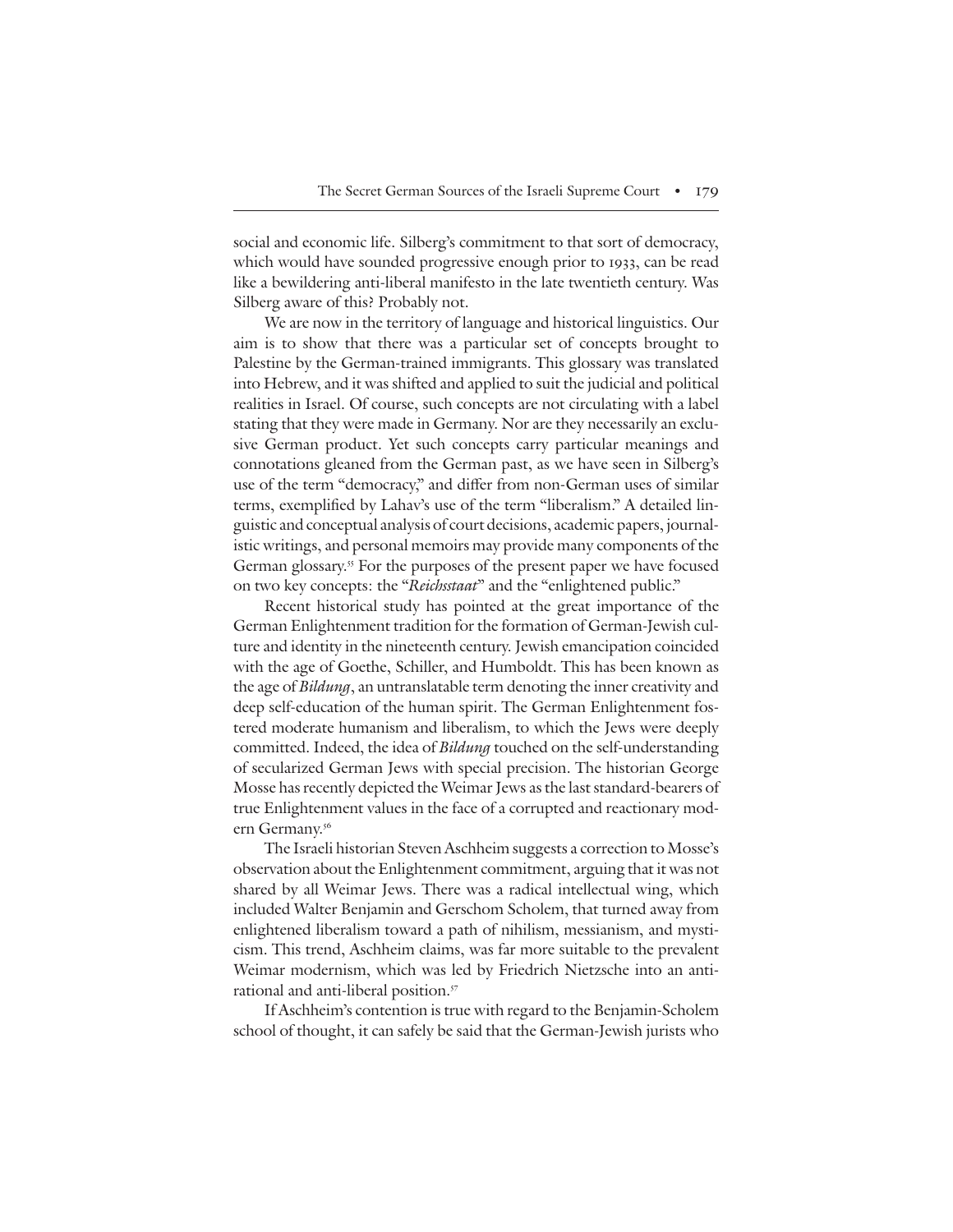social and economic life. Silberg's commitment to that sort of democracy, which would have sounded progressive enough prior to 1933, can be read like a bewildering anti-liberal manifesto in the late twentieth century. Was Silberg aware of this? Probably not.

We are now in the territory of language and historical linguistics. Our aim is to show that there was a particular set of concepts brought to Palestine by the German-trained immigrants. This glossary was translated into Hebrew, and it was shifted and applied to suit the judicial and political realities in Israel. Of course, such concepts are not circulating with a label stating that they were made in Germany. Nor are they necessarily an exclusive German product. Yet such concepts carry particular meanings and connotations gleaned from the German past, as we have seen in Silberg's use of the term "democracy," and differ from non-German uses of similar terms, exemplified by Lahav's use of the term "liberalism." A detailed linguistic and conceptual analysis of court decisions, academic papers, journalistic writings, and personal memoirs may provide many components of the German glossary.[55] For the purposes of the present paper we have focused on two key concepts: the "*Reichsstaat*" and the "enlightened public."

Recent historical study has pointed at the great importance of the German Enlightenment tradition for the formation of German-Jewish culture and identity in the nineteenth century. Jewish emancipation coincided with the age of Goethe, Schiller, and Humboldt. This has been known as the age of *Bildung*, an untranslatable term denoting the inner creativity and deep self-education of the human spirit. The German Enlightenment fostered moderate humanism and liberalism, to which the Jews were deeply committed. Indeed, the idea of *Bildung* touched on the self-understanding of secularized German Jews with special precision. The historian George Mosse has recently depicted the Weimar Jews as the last standard-bearers of true Enlightenment values in the face of a corrupted and reactionary modern Germany.[56]

The Israeli historian Steven Aschheim suggests a correction to Mosse's observation about the Enlightenment commitment, arguing that it was not shared by all Weimar Jews. There was a radical intellectual wing, which included Walter Benjamin and Gerschom Scholem, that turned away from enlightened liberalism toward a path of nihilism, messianism, and mysticism. This trend, Aschheim claims, was far more suitable to the prevalent Weimar modernism, which was led by Friedrich Nietzsche into an anti-rational and anti-liberal position.[57]

If Aschheim's contention is true with regard to the Benjamin-Scholem school of thought, it can safely be said that the German-Jewish jurists who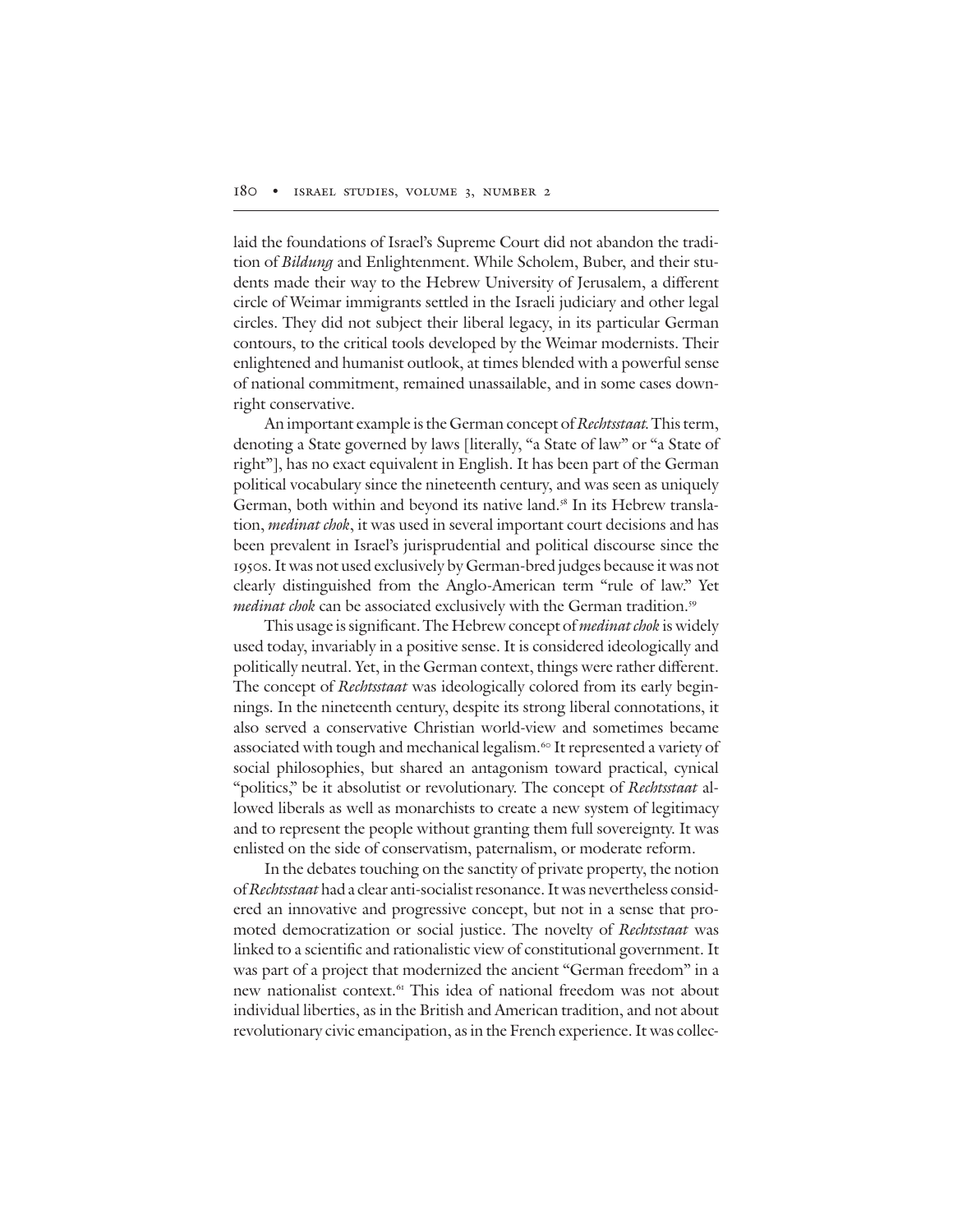laid the foundations of Israel's Supreme Court did not abandon the tradition of *Bildung* and Enlightenment. While Scholem, Buber, and their students made their way to the Hebrew University of Jerusalem, a different circle of Weimar immigrants settled in the Israeli judiciary and other legal circles. They did not subject their liberal legacy, in its particular German contours, to the critical tools developed by the Weimar modernists. Their enlightened and humanist outlook, at times blended with a powerful sense of national commitment, remained unassailable, and in some cases downright conservative.

An important example is the German concept of *Rechtsstaat*. This term, denoting a State governed by laws [literally, "a State of law" or "a State of right"], has no exact equivalent in English. It has been part of the German political vocabulary since the nineteenth century, and was seen as uniquely German, both within and beyond its native land.[58] In its Hebrew translation, *medinat chok*, it was used in several important court decisions and has been prevalent in Israel's jurisprudential and political discourse since the 1950s. It was not used exclusively by German-bred judges because it was not clearly distinguished from the Anglo-American term "rule of law." Yet *medinat chok* can be associated exclusively with the German tradition.[59]

This usage is significant. The Hebrew concept of *medinat chok* is widely used today, invariably in a positive sense. It is considered ideologically and politically neutral. Yet, in the German context, things were rather different. The concept of *Rechtsstaat* was ideologically colored from its early beginnings. In the nineteenth century, despite its strong liberal connotations, it also served a conservative Christian world-view and sometimes became associated with tough and mechanical legalism.[60] It represented a variety of social philosophies, but shared an antagonism toward practical, cynical "politics," be it absolutist or revolutionary. The concept of *Rechtsstaat* allowed liberals as well as monarchists to create a new system of legitimacy and to represent the people without granting them full sovereignty. It was enlisted on the side of conservatism, paternalism, or moderate reform.

In the debates touching on the sanctity of private property, the notion of *Rechtsstaat* had a clear anti-socialist resonance. It was nevertheless considered an innovative and progressive concept, but not in a sense that promoted democratization or social justice. The novelty of *Rechtsstaat* was linked to a scientific and rationalistic view of constitutional government. It was part of a project that modernized the ancient "German freedom" in a new nationalist context.[61] This idea of national freedom was not about individual liberties, as in the British and American tradition, and not about revolutionary civic emancipation, as in the French experience. It was collec-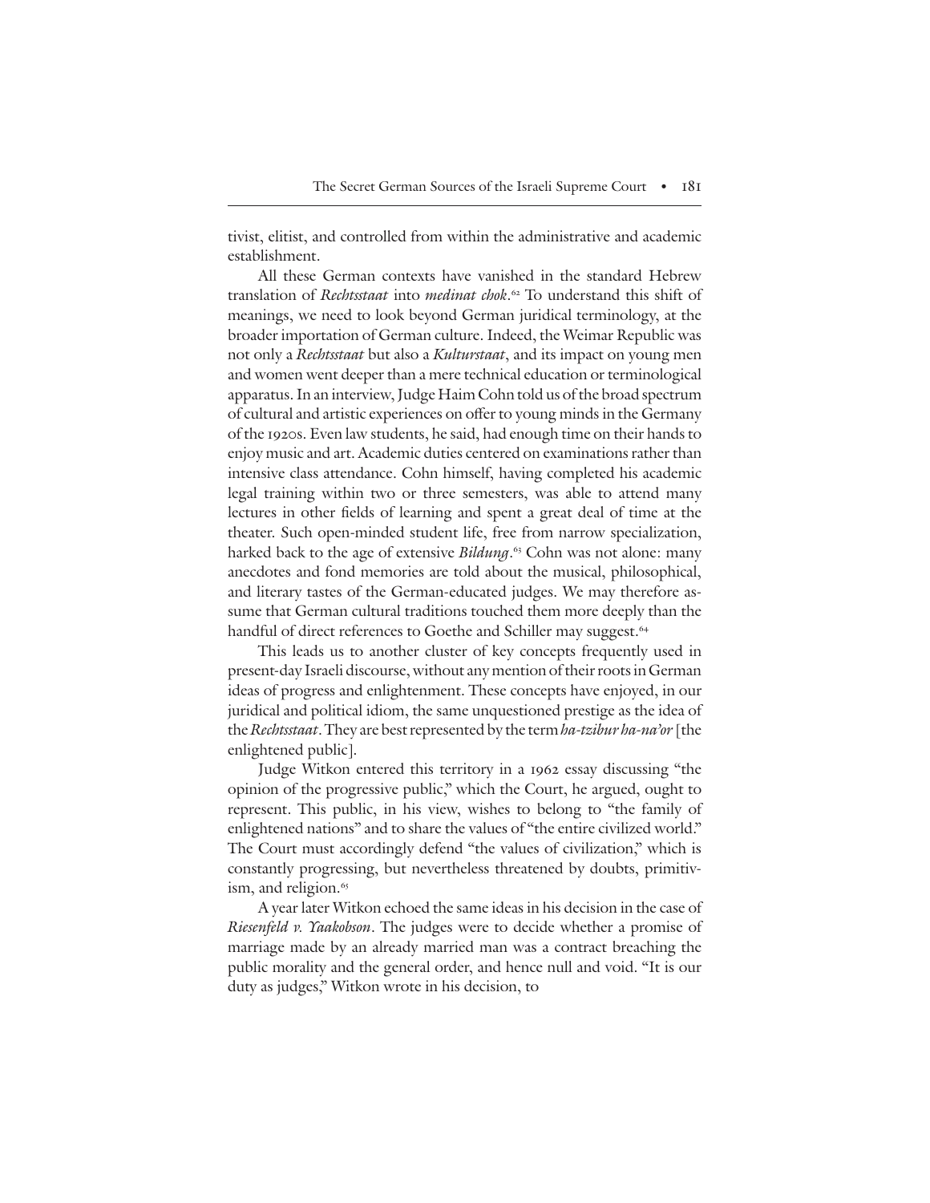tivist, elitist, and controlled from within the administrative and academic establishment.

All these German contexts have vanished in the standard Hebrew translation of *Rechtsstaat* into *medinat chok*.[62] To understand this shift of meanings, we need to look beyond German juridical terminology, at the broader importation of German culture. Indeed, the Weimar Republic was not only a *Rechtsstaat* but also a *Kulturstaat*, and its impact on young men and women went deeper than a mere technical education or terminological apparatus. In an interview, Judge Haim Cohn told us of the broad spectrum of cultural and artistic experiences on offer to young minds in the Germany of the 1920s. Even law students, he said, had enough time on their hands to enjoy music and art. Academic duties centered on examinations rather than intensive class attendance. Cohn himself, having completed his academic legal training within two or three semesters, was able to attend many lectures in other fields of learning and spent a great deal of time at the theater. Such open-minded student life, free from narrow specialization, harked back to the age of extensive *Bildung*.[63] Cohn was not alone: many anecdotes and fond memories are told about the musical, philosophical, and literary tastes of the German-educated judges. We may therefore assume that German cultural traditions touched them more deeply than the handful of direct references to Goethe and Schiller may suggest.[64]

This leads us to another cluster of key concepts frequently used in present-day Israeli discourse, without any mention of their roots in German ideas of progress and enlightenment. These concepts have enjoyed, in our juridical and political idiom, the same unquestioned prestige as the idea of the *Rechtsstaat*. They are best represented by the term *ha-tzibur ha-na'or* [the enlightened public].

Judge Witkon entered this territory in a 1962 essay discussing "the opinion of the progressive public," which the Court, he argued, ought to represent. This public, in his view, wishes to belong to "the family of enlightened nations" and to share the values of "the entire civilized world." The Court must accordingly defend "the values of civilization," which is constantly progressing, but nevertheless threatened by doubts, primitivism, and religion.[65]

A year later Witkon echoed the same ideas in his decision in the case of *Riesenfeld v. Yaakobson*. The judges were to decide whether a promise of marriage made by an already married man was a contract breaching the public morality and the general order, and hence null and void. "It is our duty as judges," Witkon wrote in his decision, to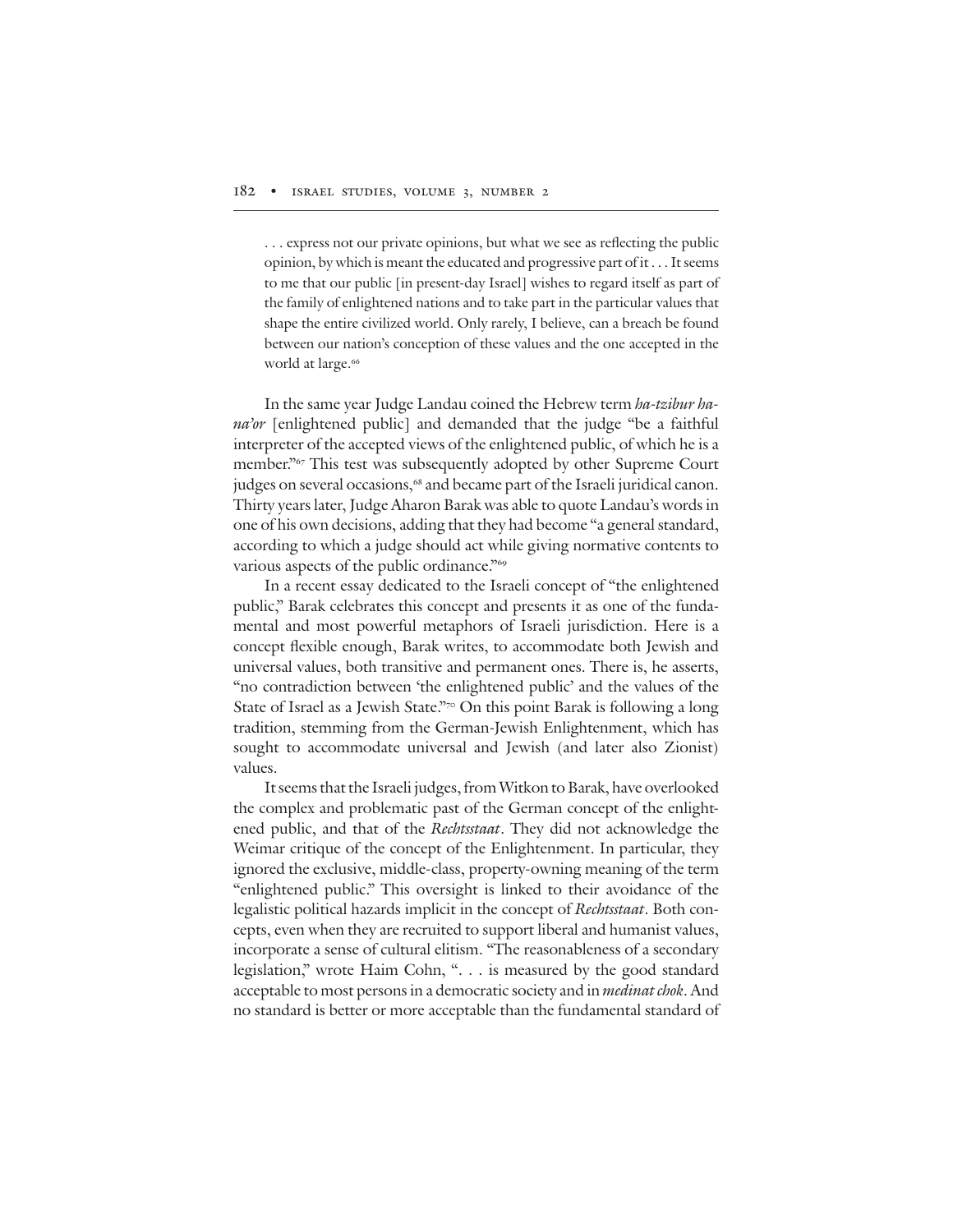> . . . express not our private opinions, but what we see as reflecting the public opinion, by which is meant the educated and progressive part of it . . . It seems to me that our public [in present-day Israel] wishes to regard itself as part of the family of enlightened nations and to take part in the particular values that shape the entire civilized world. Only rarely, I believe, can a breach be found between our nation's conception of these values and the one accepted in the world at large.[66]

In the same year Judge Landau coined the Hebrew term *ha-tzibur ha-na'or* [enlightened public] and demanded that the judge "be a faithful interpreter of the accepted views of the enlightened public, of which he is a member."[67] This test was subsequently adopted by other Supreme Court judges on several occasions,[68] and became part of the Israeli juridical canon. Thirty years later, Judge Aharon Barak was able to quote Landau's words in one of his own decisions, adding that they had become "a general standard, according to which a judge should act while giving normative contents to various aspects of the public ordinance."[69]

In a recent essay dedicated to the Israeli concept of "the enlightened public," Barak celebrates this concept and presents it as one of the fundamental and most powerful metaphors of Israeli jurisdiction. Here is a concept flexible enough, Barak writes, to accommodate both Jewish and universal values, both transitive and permanent ones. There is, he asserts, "no contradiction between 'the enlightened public' and the values of the State of Israel as a Jewish State."[70] On this point Barak is following a long tradition, stemming from the German-Jewish Enlightenment, which has sought to accommodate universal and Jewish (and later also Zionist) values.

It seems that the Israeli judges, from Witkon to Barak, have overlooked the complex and problematic past of the German concept of the enlightened public, and that of the *Rechtsstaat*. They did not acknowledge the Weimar critique of the concept of the Enlightenment. In particular, they ignored the exclusive, middle-class, property-owning meaning of the term "enlightened public." This oversight is linked to their avoidance of the legalistic political hazards implicit in the concept of *Rechtsstaat*. Both concepts, even when they are recruited to support liberal and humanist values, incorporate a sense of cultural elitism. "The reasonableness of a secondary legislation," wrote Haim Cohn, ". . . is measured by the good standard acceptable to most persons in a democratic society and in *medinat chok*. And no standard is better or more acceptable than the fundamental standard of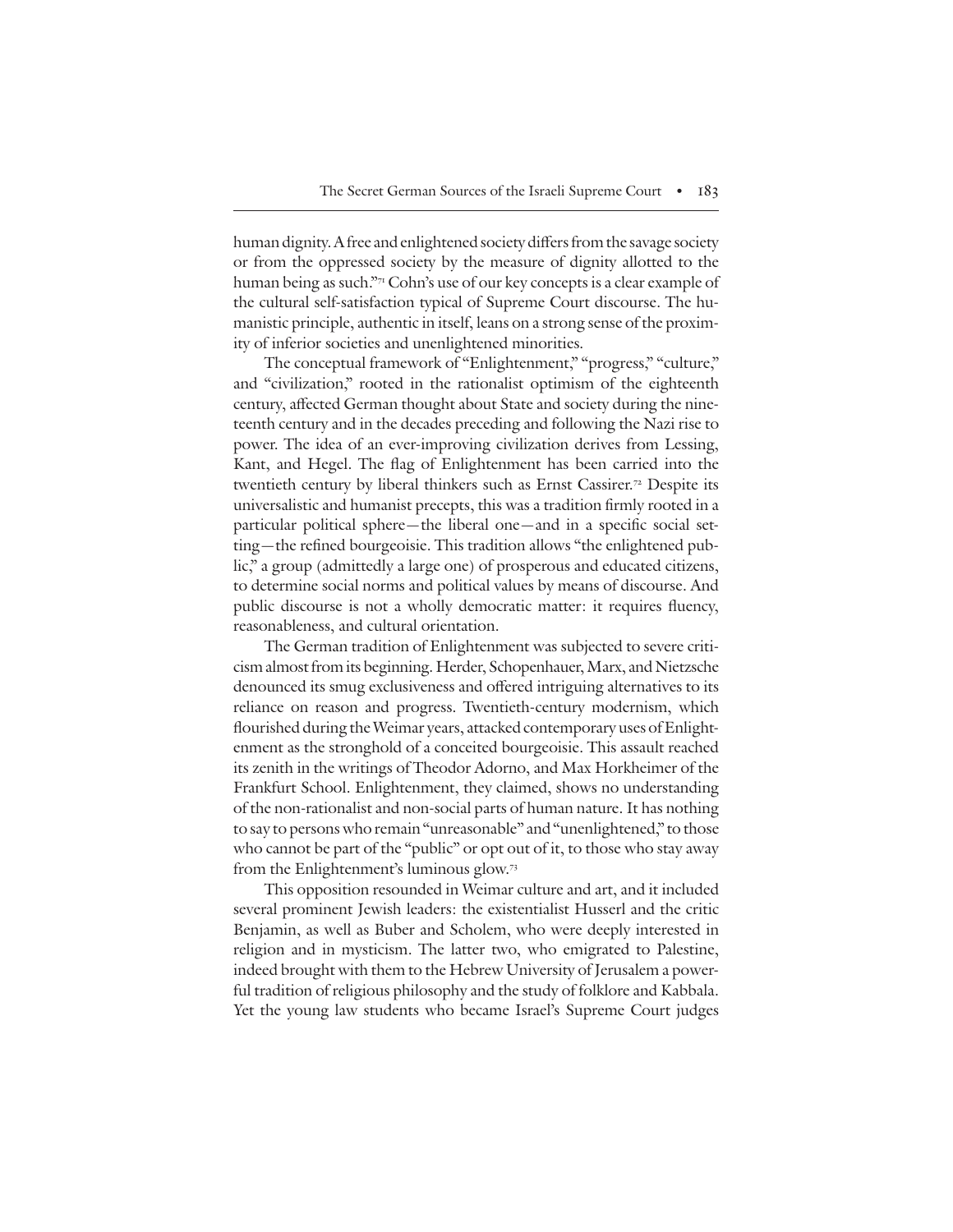human dignity. A free and enlightened society differs from the savage society or from the oppressed society by the measure of dignity allotted to the human being as such."[71] Cohn's use of our key concepts is a clear example of the cultural self-satisfaction typical of Supreme Court discourse. The humanistic principle, authentic in itself, leans on a strong sense of the proximity of inferior societies and unenlightened minorities.

The conceptual framework of "Enlightenment," "progress," "culture," and "civilization," rooted in the rationalist optimism of the eighteenth century, affected German thought about State and society during the nineteenth century and in the decades preceding and following the Nazi rise to power. The idea of an ever-improving civilization derives from Lessing, Kant, and Hegel. The flag of Enlightenment has been carried into the twentieth century by liberal thinkers such as Ernst Cassirer.[72] Despite its universalistic and humanist precepts, this was a tradition firmly rooted in a particular political sphere—the liberal one—and in a specific social setting—the refined bourgeoisie. This tradition allows "the enlightened public," a group (admittedly a large one) of prosperous and educated citizens, to determine social norms and political values by means of discourse. And public discourse is not a wholly democratic matter: it requires fluency, reasonableness, and cultural orientation.

The German tradition of Enlightenment was subjected to severe criticism almost from its beginning. Herder, Schopenhauer, Marx, and Nietzsche denounced its smug exclusiveness and offered intriguing alternatives to its reliance on reason and progress. Twentieth-century modernism, which flourished during the Weimar years, attacked contemporary uses of Enlightenment as the stronghold of a conceited bourgeoisie. This assault reached its zenith in the writings of Theodor Adorno, and Max Horkheimer of the Frankfurt School. Enlightenment, they claimed, shows no understanding of the non-rationalist and non-social parts of human nature. It has nothing to say to persons who remain "unreasonable" and "unenlightened," to those who cannot be part of the "public" or opt out of it, to those who stay away from the Enlightenment's luminous glow.[73]

This opposition resounded in Weimar culture and art, and it included several prominent Jewish leaders: the existentialist Husserl and the critic Benjamin, as well as Buber and Scholem, who were deeply interested in religion and in mysticism. The latter two, who emigrated to Palestine, indeed brought with them to the Hebrew University of Jerusalem a powerful tradition of religious philosophy and the study of folklore and Kabbala. Yet the young law students who became Israel's Supreme Court judges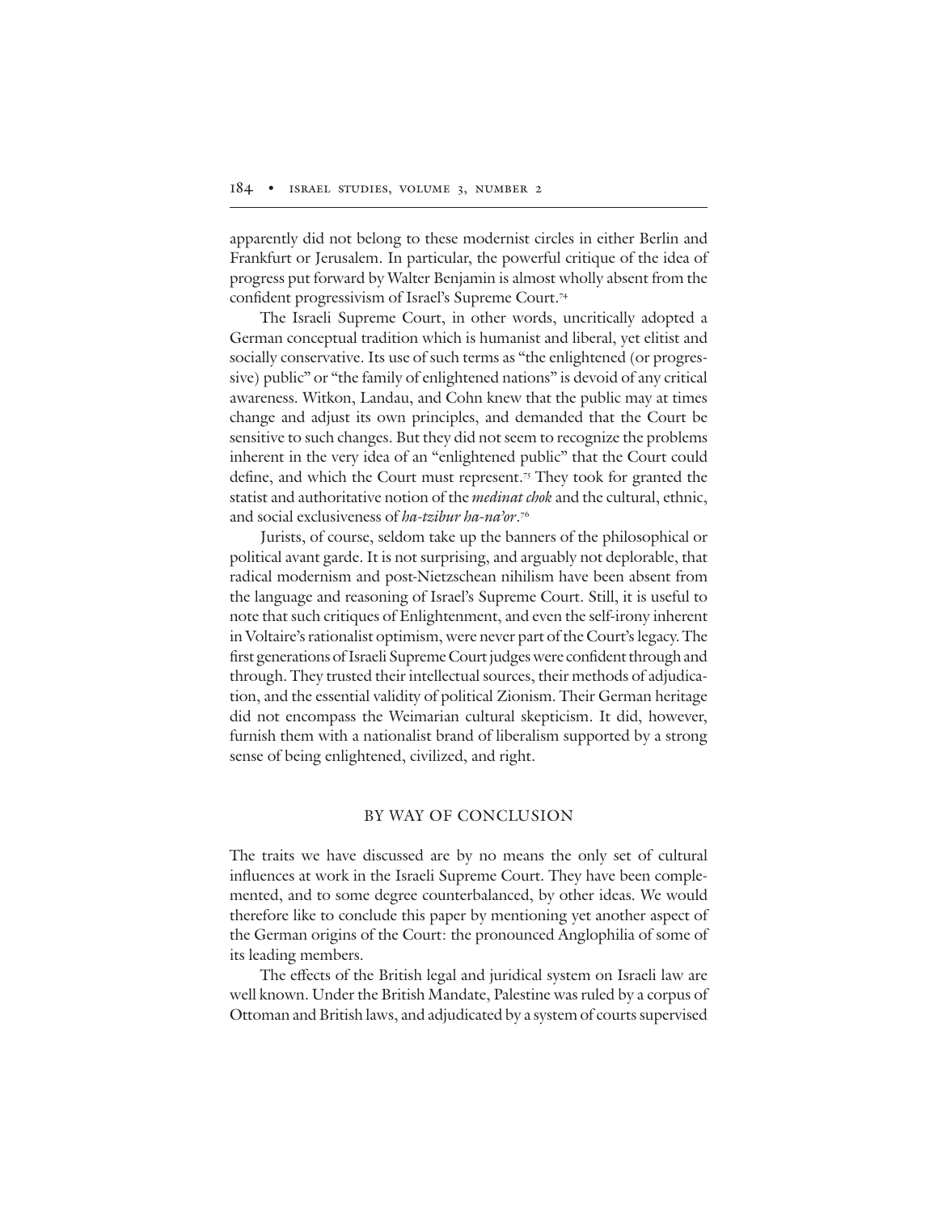apparently did not belong to these modernist circles in either Berlin and Frankfurt or Jerusalem. In particular, the powerful critique of the idea of progress put forward by Walter Benjamin is almost wholly absent from the confident progressivism of Israel's Supreme Court.[74]

The Israeli Supreme Court, in other words, uncritically adopted a German conceptual tradition which is humanist and liberal, yet elitist and socially conservative. Its use of such terms as "the enlightened (or progressive) public" or "the family of enlightened nations" is devoid of any critical awareness. Witkon, Landau, and Cohn knew that the public may at times change and adjust its own principles, and demanded that the Court be sensitive to such changes. But they did not seem to recognize the problems inherent in the very idea of an "enlightened public" that the Court could define, and which the Court must represent.[75] They took for granted the statist and authoritative notion of the ***medinat chok*** and the cultural, ethnic, and social exclusiveness of *ha-tzibur ha-na'or*.[76]

Jurists, of course, seldom take up the banners of the philosophical or political avant garde. It is not surprising, and arguably not deplorable, that radical modernism and post-Nietzschean nihilism have been absent from the language and reasoning of Israel's Supreme Court. Still, it is useful to note that such critiques of Enlightenment, and even the self-irony inherent in Voltaire's rationalist optimism, were never part of the Court's legacy. The first generations of Israeli Supreme Court judges were confident through and through. They trusted their intellectual sources, their methods of adjudication, and the essential validity of political Zionism. Their German heritage did not encompass the Weimarian cultural skepticism. It did, however, furnish them with a nationalist brand of liberalism supported by a strong sense of being enlightened, civilized, and right.

## BY WAY OF CONCLUSION

The traits we have discussed are by no means the only set of cultural influences at work in the Israeli Supreme Court. They have been complemented, and to some degree counterbalanced, by other ideas. We would therefore like to conclude this paper by mentioning yet another aspect of the German origins of the Court: the pronounced Anglophilia of some of its leading members.

The effects of the British legal and juridical system on Israeli law are well known. Under the British Mandate, Palestine was ruled by a corpus of Ottoman and British laws, and adjudicated by a system of courts supervised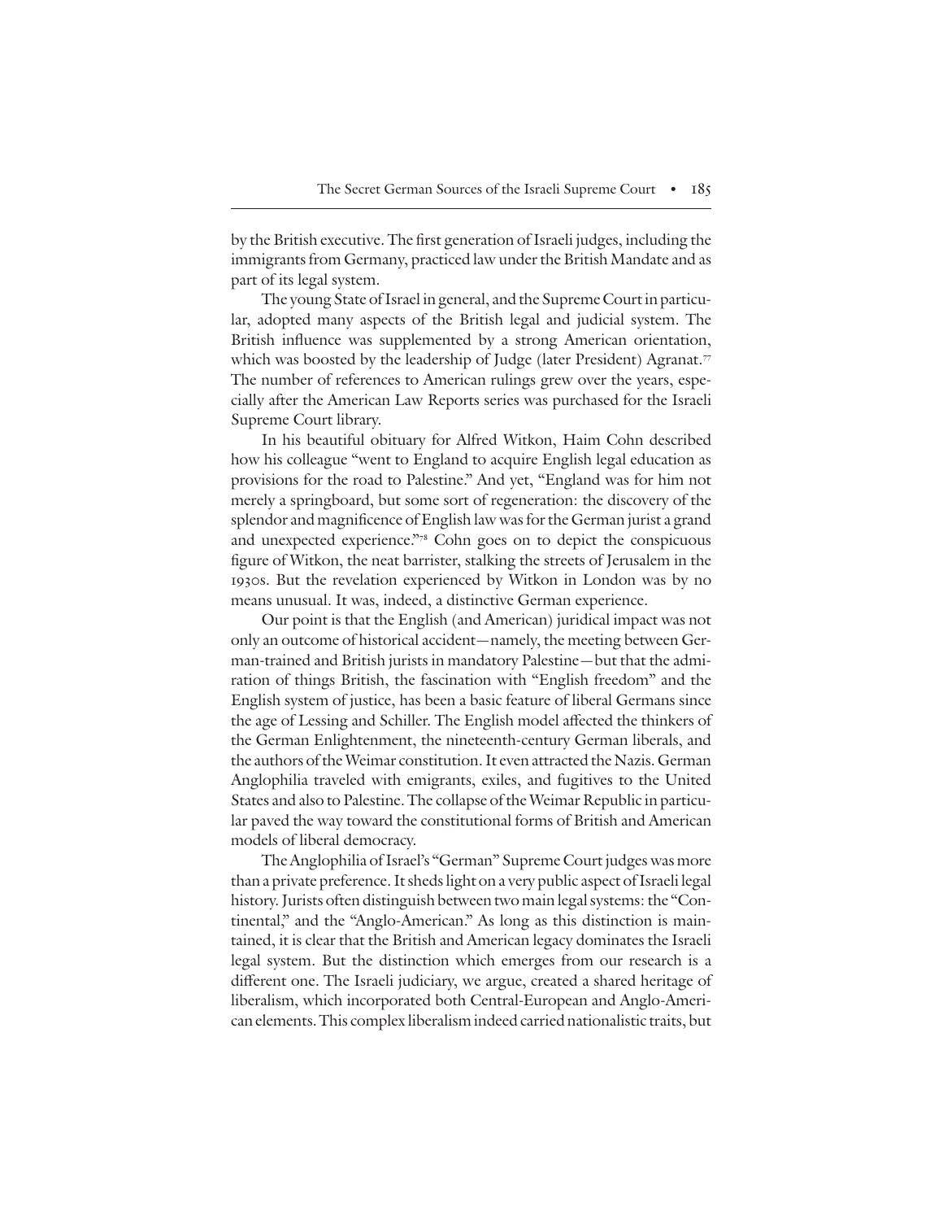by the British executive. The first generation of Israeli judges, including the immigrants from Germany, practiced law under the British Mandate and as part of its legal system.

The young State of Israel in general, and the Supreme Court in particular, adopted many aspects of the British legal and judicial system. The British influence was supplemented by a strong American orientation, which was boosted by the leadership of Judge (later President) Agranat.[77] The number of references to American rulings grew over the years, especially after the American Law Reports series was purchased for the Israeli Supreme Court library.

In his beautiful obituary for Alfred Witkon, Haim Cohn described how his colleague "went to England to acquire English legal education as provisions for the road to Palestine." And yet, "England was for him not merely a springboard, but some sort of regeneration: the discovery of the splendor and magnificence of English law was for the German jurist a grand and unexpected experience."[78] Cohn goes on to depict the conspicuous figure of Witkon, the neat barrister, stalking the streets of Jerusalem in the 1930s. But the revelation experienced by Witkon in London was by no means unusual. It was, indeed, a distinctive German experience.

Our point is that the English (and American) juridical impact was not only an outcome of historical accident—namely, the meeting between German-trained and British jurists in mandatory Palestine—but that the admiration of things British, the fascination with "English freedom" and the English system of justice, has been a basic feature of liberal Germans since the age of Lessing and Schiller. The English model affected the thinkers of the German Enlightenment, the nineteenth-century German liberals, and the authors of the Weimar constitution. It even attracted the Nazis. German Anglophilia traveled with emigrants, exiles, and fugitives to the United States and also to Palestine. The collapse of the Weimar Republic in particular paved the way toward the constitutional forms of British and American models of liberal democracy.

The Anglophilia of Israel's "German" Supreme Court judges was more than a private preference. It sheds light on a very public aspect of Israeli legal history. Jurists often distinguish between two main legal systems: the "Continental," and the "Anglo-American." As long as this distinction is maintained, it is clear that the British and American legacy dominates the Israeli legal system. But the distinction which emerges from our research is a different one. The Israeli judiciary, we argue, created a shared heritage of liberalism, which incorporated both Central-European and Anglo-American elements. This complex liberalism indeed carried nationalistic traits, but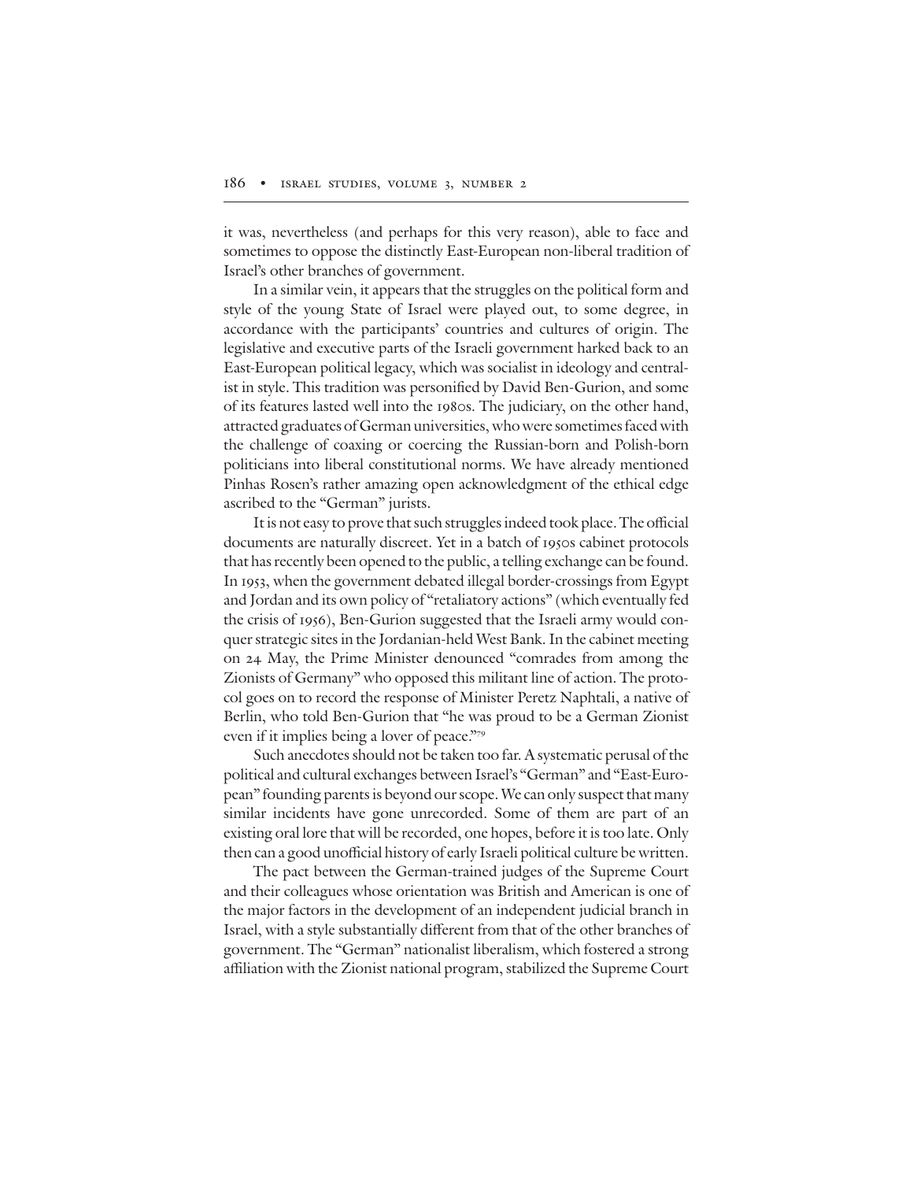it was, nevertheless (and perhaps for this very reason), able to face and sometimes to oppose the distinctly East-European non-liberal tradition of Israel's other branches of government.

In a similar vein, it appears that the struggles on the political form and style of the young State of Israel were played out, to some degree, in accordance with the participants' countries and cultures of origin. The legislative and executive parts of the Israeli government harked back to an East-European political legacy, which was socialist in ideology and centralist in style. This tradition was personified by David Ben-Gurion, and some of its features lasted well into the 1980s. The judiciary, on the other hand, attracted graduates of German universities, who were sometimes faced with the challenge of coaxing or coercing the Russian-born and Polish-born politicians into liberal constitutional norms. We have already mentioned Pinhas Rosen's rather amazing open acknowledgment of the ethical edge ascribed to the "German" jurists.

It is not easy to prove that such struggles indeed took place. The official documents are naturally discreet. Yet in a batch of 1950s cabinet protocols that has recently been opened to the public, a telling exchange can be found. In 1953, when the government debated illegal border-crossings from Egypt and Jordan and its own policy of "retaliatory actions" (which eventually fed the crisis of 1956), Ben-Gurion suggested that the Israeli army would conquer strategic sites in the Jordanian-held West Bank. In the cabinet meeting on 24 May, the Prime Minister denounced "comrades from among the Zionists of Germany" who opposed this militant line of action. The protocol goes on to record the response of Minister Peretz Naphtali, a native of Berlin, who told Ben-Gurion that "he was proud to be a German Zionist even if it implies being a lover of peace."[79]

Such anecdotes should not be taken too far. A systematic perusal of the political and cultural exchanges between Israel's "German" and "East-European" founding parents is beyond our scope. We can only suspect that many similar incidents have gone unrecorded. Some of them are part of an existing oral lore that will be recorded, one hopes, before it is too late. Only then can a good unofficial history of early Israeli political culture be written.

The pact between the German-trained judges of the Supreme Court and their colleagues whose orientation was British and American is one of the major factors in the development of an independent judicial branch in Israel, with a style substantially different from that of the other branches of government. The "German" nationalist liberalism, which fostered a strong affiliation with the Zionist national program, stabilized the Supreme Court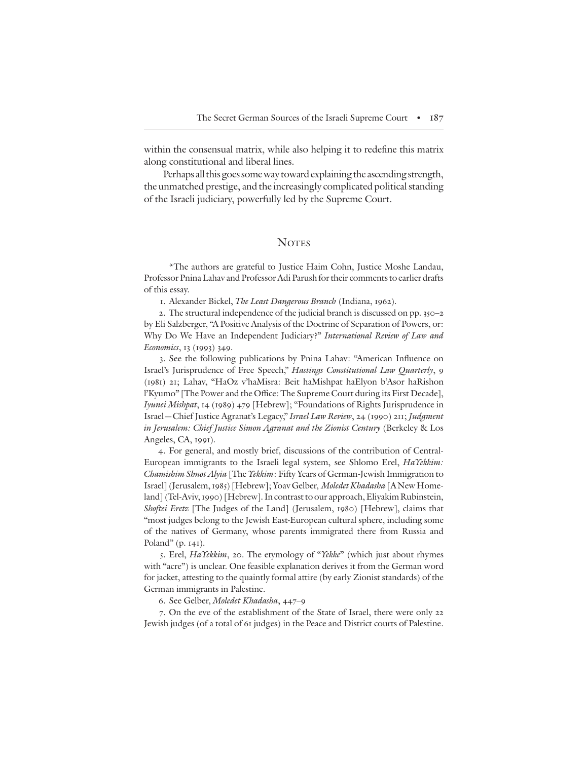within the consensual matrix, while also helping it to redefine this matrix along constitutional and liberal lines.

Perhaps all this goes some way toward explaining the ascending strength, the unmatched prestige, and the increasingly complicated political standing of the Israeli judiciary, powerfully led by the Supreme Court.

## Notes

*The authors are grateful to Justice Haim Cohn, Justice Moshe Landau, Professor Pnina Lahav and Professor Adi Parush for their comments to earlier drafts of this essay.

1. Alexander Bickel, *The Least Dangerous Branch* (Indiana, 1962).

2. The structural independence of the judicial branch is discussed on pp. 350–2 by Eli Salzberger, "A Positive Analysis of the Doctrine of Separation of Powers, or: Why Do We Have an Independent Judiciary?" *International Review of Law and Economics*, 13 (1993) 349.

3. See the following publications by Pnina Lahav: "American Influence on Israel's Jurisprudence of Free Speech," *Hastings Constitutional Law Quarterly*, 9 (1981) 21; Lahav, "HaOz v'haMisra: Beit haMishpat haElyon b'Asor haRishon l'Kyumo" [The Power and the Office: The Supreme Court during its First Decade], *Iyunei Mishpat*, 14 (1989) 479 [Hebrew]; "Foundations of Rights Jurisprudence in Israel—Chief Justice Agranat's Legacy," *Israel Law Review*, 24 (1990) 211; *Judgment in Jerusalem: Chief Justice Simon Agranat and the Zionist Century* (Berkeley & Los Angeles, CA, 1991).

4. For general, and mostly brief, discussions of the contribution of Central-European immigrants to the Israeli legal system, see Shlomo Erel, *HaYekkim: Chamishim Shnot Alyia* [The *Yekkim*: Fifty Years of German-Jewish Immigration to Israel] (Jerusalem, 1985) [Hebrew]; Yoav Gelber, *Moledet Khadasha* [A New Homeland] (Tel-Aviv, 1990) [Hebrew]. In contrast to our approach, Eliyakim Rubinstein, *Shoftei Eretz* [The Judges of the Land] (Jerusalem, 1980) [Hebrew], claims that "most judges belong to the Jewish East-European cultural sphere, including some of the natives of Germany, whose parents immigrated there from Russia and Poland" (p. 141).

5. Erel, *HaYekkim*, 20. The etymology of "*Yekke*" (which just about rhymes with "acre") is unclear. One feasible explanation derives it from the German word for jacket, attesting to the quaintly formal attire (by early Zionist standards) of the German immigrants in Palestine.

6. See Gelber, *Moledet Khadasha*, 447–9

7. On the eve of the establishment of the State of Israel, there were only 22 Jewish judges (of a total of 61 judges) in the Peace and District courts of Palestine.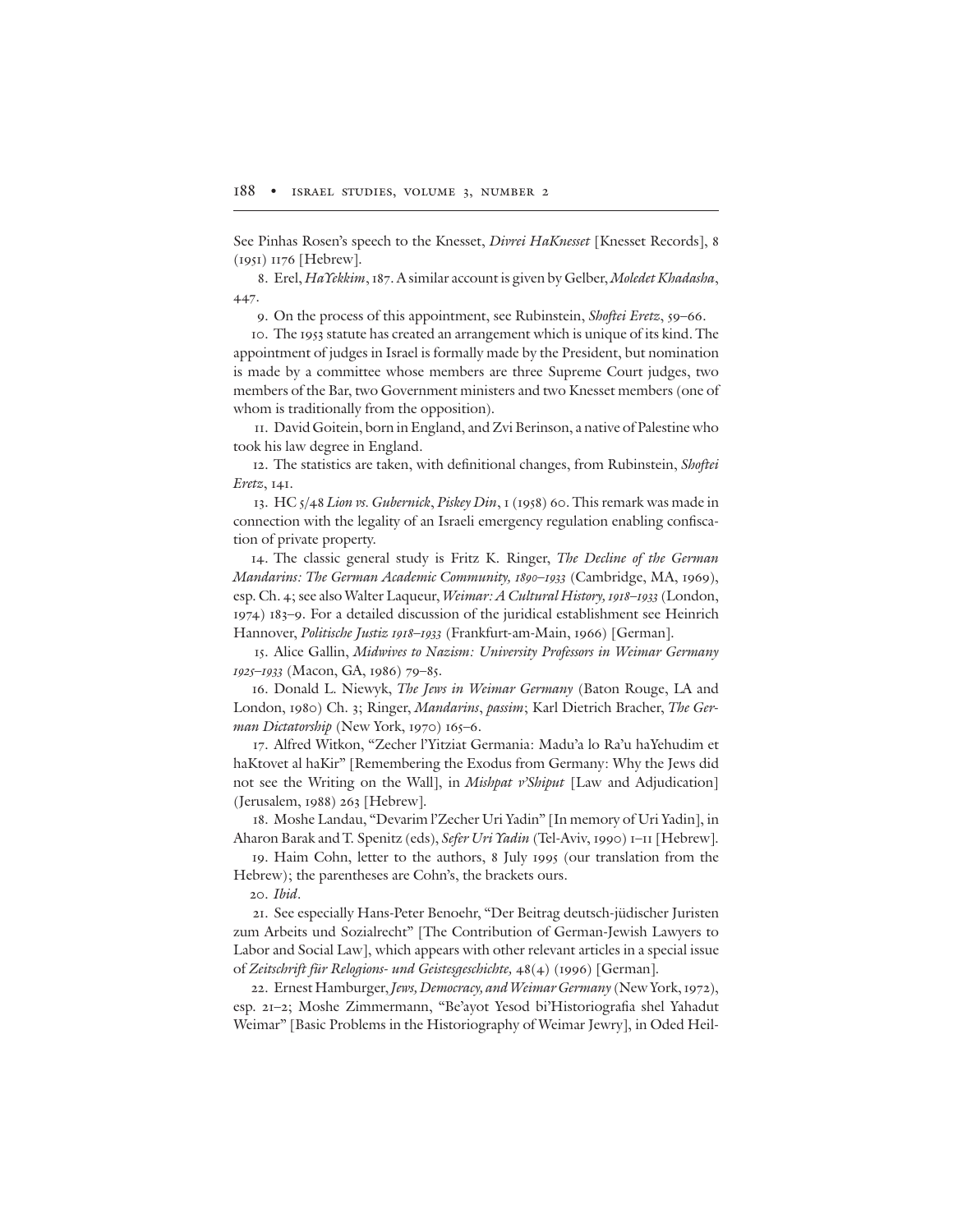See Pinhas Rosen's speech to the Knesset, *Divrei HaKnesset* [Knesset Records], 8 (1951) 1176 [Hebrew].

8. Erel, *HaYekkim*, 187. A similar account is given by Gelber, *Moledet Khadasha*, 447.

9. On the process of this appointment, see Rubinstein, *Shoftei Eretz*, 59–66.

10. The 1953 statute has created an arrangement which is unique of its kind. The appointment of judges in Israel is formally made by the President, but nomination is made by a committee whose members are three Supreme Court judges, two members of the Bar, two Government ministers and two Knesset members (one of whom is traditionally from the opposition).

11. David Goitein, born in England, and Zvi Berinson, a native of Palestine who took his law degree in England.

12. The statistics are taken, with definitional changes, from Rubinstein, *Shoftei Eretz*, 141.

13. HC 5/48 *Lion vs. Gubernick*, *Piskey Din*, 1 (1958) 60. This remark was made in connection with the legality of an Israeli emergency regulation enabling confiscation of private property.

14. The classic general study is Fritz K. Ringer, *The Decline of the German Mandarins: The German Academic Community, 1890–1933* (Cambridge, MA, 1969), esp. Ch. 4; see also Walter Laqueur, *Weimar: A Cultural History, 1918–1933* (London, 1974) 183–9. For a detailed discussion of the juridical establishment see Heinrich Hannover, *Politische Justiz 1918–1933* (Frankfurt-am-Main, 1966) [German].

15. Alice Gallin, *Midwives to Nazism: University Professors in Weimar Germany 1925–1933* (Macon, GA, 1986) 79–85.

16. Donald L. Niewyk, *The Jews in Weimar Germany* (Baton Rouge, LA and London, 1980) Ch. 3; Ringer, *Mandarins*, *passim*; Karl Dietrich Bracher, *The German Dictatorship* (New York, 1970) 165–6.

17. Alfred Witkon, "Zecher l'Yitziat Germania: Madu'a lo Ra'u haYehudim et haKtovet al haKir" [Remembering the Exodus from Germany: Why the Jews did not see the Writing on the Wall], in *Mishpat v'Shiput* [Law and Adjudication] (Jerusalem, 1988) 263 [Hebrew].

18. Moshe Landau, "Devarim l'Zecher Uri Yadin" [In memory of Uri Yadin], in Aharon Barak and T. Spenitz (eds), *Sefer Uri Yadin* (Tel-Aviv, 1990) 1–11 [Hebrew].

19. Haim Cohn, letter to the authors, 8 July 1995 (our translation from the Hebrew); the parentheses are Cohn's, the brackets ours.

20. *Ibid*.

21. See especially Hans-Peter Benoehr, "Der Beitrag deutsch-jüdischer Juristen zum Arbeits und Sozialrecht" [The Contribution of German-Jewish Lawyers to Labor and Social Law], which appears with other relevant articles in a special issue of *Zeitschrift für Relogions- und Geistesgeschichte,* 48(4) (1996) [German].

22. Ernest Hamburger, *Jews, Democracy, and Weimar Germany* (New York, 1972), esp. 21–2; Moshe Zimmermann, "Be'ayot Yesod bi'Historiografia shel Yahadut Weimar" [Basic Problems in the Historiography of Weimar Jewry], in Oded Heil-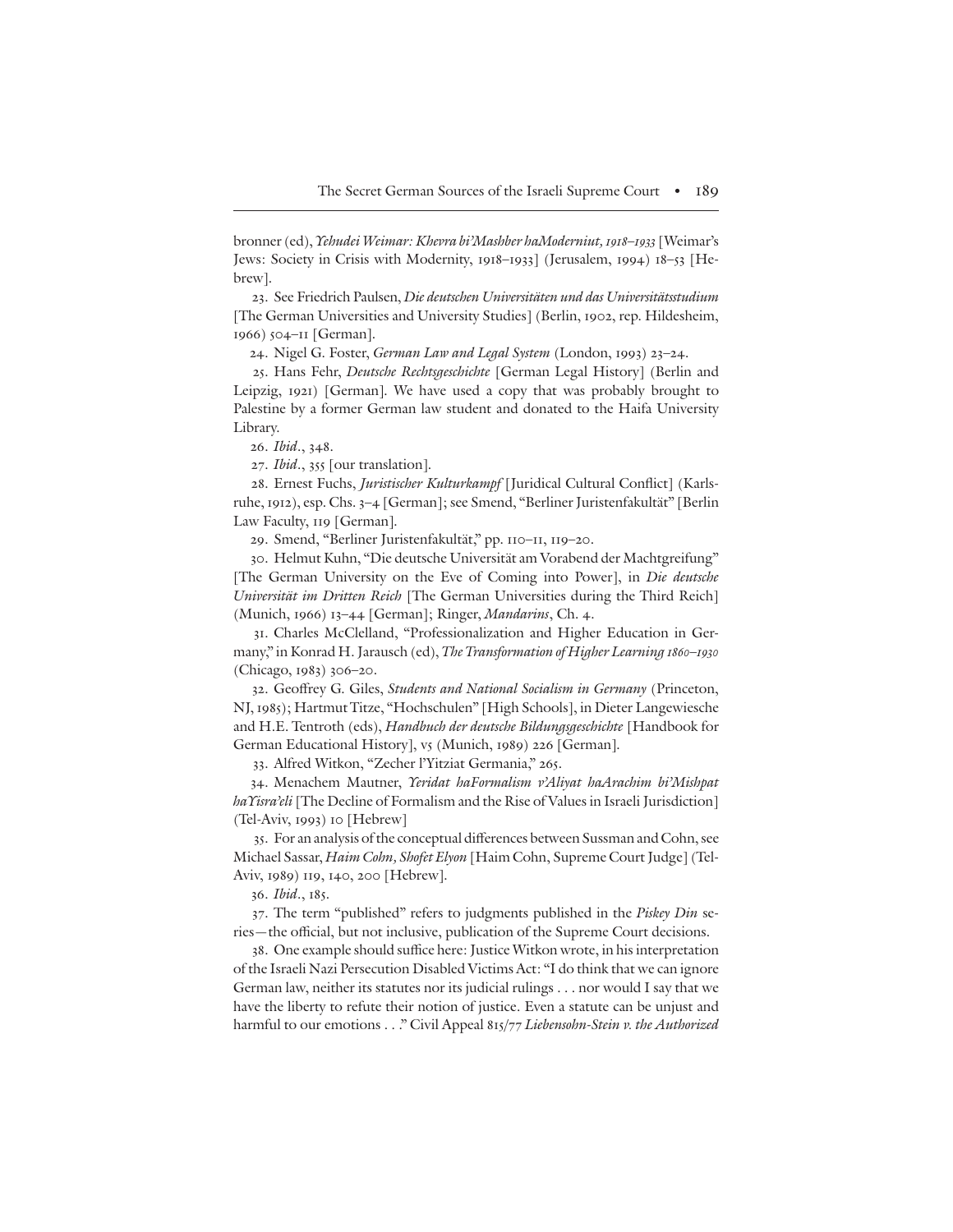bronner (ed), *Yehudei Weimar: Khevra bi'Mashber haModerniut, 1918–1933* [Weimar's Jews: Society in Crisis with Modernity, 1918–1933] (Jerusalem, 1994) 18–53 [Hebrew].

23. See Friedrich Paulsen, *Die deutschen Universitäten und das Universitätsstudium* [The German Universities and University Studies] (Berlin, 1902, rep. Hildesheim, 1966) 504–11 [German].

24. Nigel G. Foster, *German Law and Legal System* (London, 1993) 23–24.

25. Hans Fehr, *Deutsche Rechtsgeschichte* [German Legal History] (Berlin and Leipzig, 1921) [German]. We have used a copy that was probably brought to Palestine by a former German law student and donated to the Haifa University Library.

26. *Ibid*., 348.

27. *Ibid*., 355 [our translation].

28. Ernest Fuchs, *Juristischer Kulturkampf* [Juridical Cultural Conflict] (Karlsruhe, 1912), esp. Chs. 3–4 [German]; see Smend, "Berliner Juristenfakultät" [Berlin Law Faculty, 119 [German].

29. Smend, "Berliner Juristenfakultät," pp. 110–11, 119–20.

30. Helmut Kuhn, "Die deutsche Universität am Vorabend der Machtgreifung" [The German University on the Eve of Coming into Power], in *Die deutsche Universität im Dritten Reich* [The German Universities during the Third Reich] (Munich, 1966) 13–44 [German]; Ringer, *Mandarins*, Ch. 4.

31. Charles McClelland, "Professionalization and Higher Education in Germany," in Konrad H. Jarausch (ed), *The Transformation of Higher Learning 1860–1930* (Chicago, 1983) 306–20.

32. Geoffrey G. Giles, *Students and National Socialism in Germany* (Princeton, NJ, 1985); Hartmut Titze, "Hochschulen" [High Schools], in Dieter Langewiesche and H.E. Tentroth (eds), *Handbuch der deutsche Bildungsgeschichte* [Handbook for German Educational History], v5 (Munich, 1989) 226 [German].

33. Alfred Witkon, "Zecher l'Yitziat Germania," 265.

34. Menachem Mautner, *Yeridat haFormalism v'Aliyat haArachim bi'Mishpat haYisra'eli* [The Decline of Formalism and the Rise of Values in Israeli Jurisdiction] (Tel-Aviv, 1993) 10 [Hebrew]

35. For an analysis of the conceptual differences between Sussman and Cohn, see Michael Sassar, *Haim Cohn, Shofet Elyon* [Haim Cohn, Supreme Court Judge] (Tel-Aviv, 1989) 119, 140, 200 [Hebrew].

36. *Ibid*., 185.

37. The term "published" refers to judgments published in the *Piskey Din* series—the official, but not inclusive, publication of the Supreme Court decisions.

38. One example should suffice here: Justice Witkon wrote, in his interpretation of the Israeli Nazi Persecution Disabled Victims Act: "I do think that we can ignore German law, neither its statutes nor its judicial rulings . . . nor would I say that we have the liberty to refute their notion of justice. Even a statute can be unjust and harmful to our emotions . . ." Civil Appeal 815/77 *Liebensohn-Stein v. the Authorized*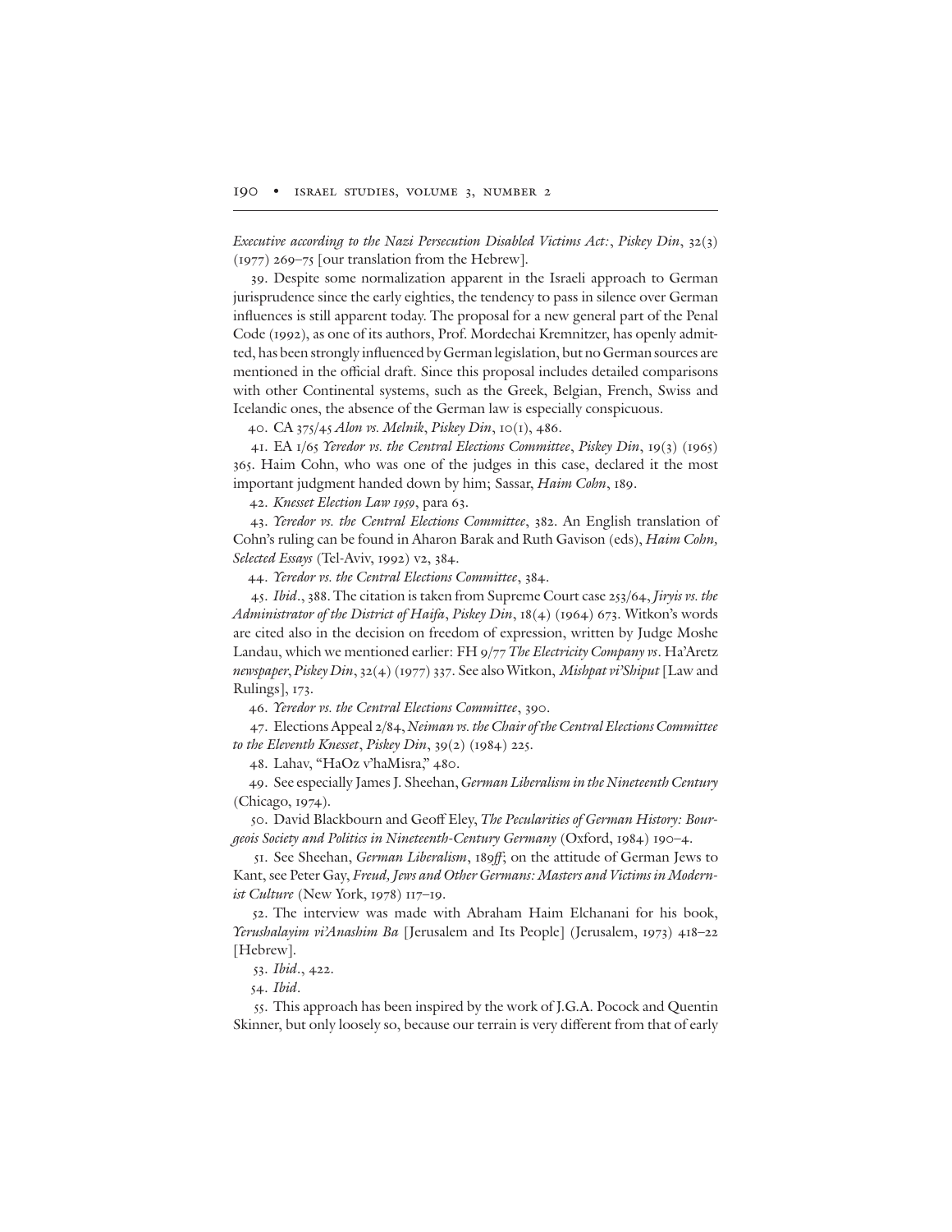*Executive according to the Nazi Persecution Disabled Victims Act:*, *Piskey Din*, 32(3) (1977) 269–75 [our translation from the Hebrew].

39. Despite some normalization apparent in the Israeli approach to German jurisprudence since the early eighties, the tendency to pass in silence over German influences is still apparent today. The proposal for a new general part of the Penal Code (1992), as one of its authors, Prof. Mordechai Kremnitzer, has openly admitted, has been strongly influenced by German legislation, but no German sources are mentioned in the official draft. Since this proposal includes detailed comparisons with other Continental systems, such as the Greek, Belgian, French, Swiss and Icelandic ones, the absence of the German law is especially conspicuous.

40. CA 375/45 *Alon vs. Melnik*, *Piskey Din*, 10(1), 486.

41. EA 1/65 *Yeredor vs. the Central Elections Committee*, *Piskey Din*, 19(3) (1965) 365. Haim Cohn, who was one of the judges in this case, declared it the most important judgment handed down by him; Sassar, *Haim Cohn*, 189.

42. *Knesset Election Law 1959*, para 63.

43. *Yeredor vs. the Central Elections Committee*, 382. An English translation of Cohn's ruling can be found in Aharon Barak and Ruth Gavison (eds), *Haim Cohn, Selected Essays* (Tel-Aviv, 1992) v2, 384.

44. *Yeredor vs. the Central Elections Committee*, 384.

45. *Ibid*., 388. The citation is taken from Supreme Court case 253/64, *Jiryis vs. the Administrator of the District of Haifa*, *Piskey Din*, 18(4) (1964) 673. Witkon's words are cited also in the decision on freedom of expression, written by Judge Moshe Landau, which we mentioned earlier: FH 9/77 *The Electricity Company vs*. Ha'Aretz *newspaper*, *Piskey Din*, 32(4) (1977) 337. See also Witkon, *Mishpat vi'Shiput* [Law and Rulings], 173.

46. *Yeredor vs. the Central Elections Committee*, 390.

47. Elections Appeal 2/84, *Neiman vs. the Chair of the Central Elections Committee to the Eleventh Knesset*, *Piskey Din*, 39(2) (1984) 225.

48. Lahav, "HaOz v'haMisra," 480.

49. See especially James J. Sheehan, *German Liberalism in the Nineteenth Century* (Chicago, 1974).

50. David Blackbourn and Geoff Eley, *The Peculiarities of German History: Bourgeois Society and Politics in Nineteenth-Century Germany* (Oxford, 1984) 190–4.

51. See Sheehan, *German Liberalism*, 189*ff*; on the attitude of German Jews to Kant, see Peter Gay, *Freud, Jews and Other Germans: Masters and Victims in Modernist Culture* (New York, 1978) 117–19.

52. The interview was made with Abraham Haim Elchanani for his book, *Yerushalayim vi'Anashim Ba* [Jerusalem and Its People] (Jerusalem, 1973) 418–22 [Hebrew].

53. *Ibid*., 422.

54. *Ibid*.

55. This approach has been inspired by the work of J.G.A. Pocock and Quentin Skinner, but only loosely so, because our terrain is very different from that of early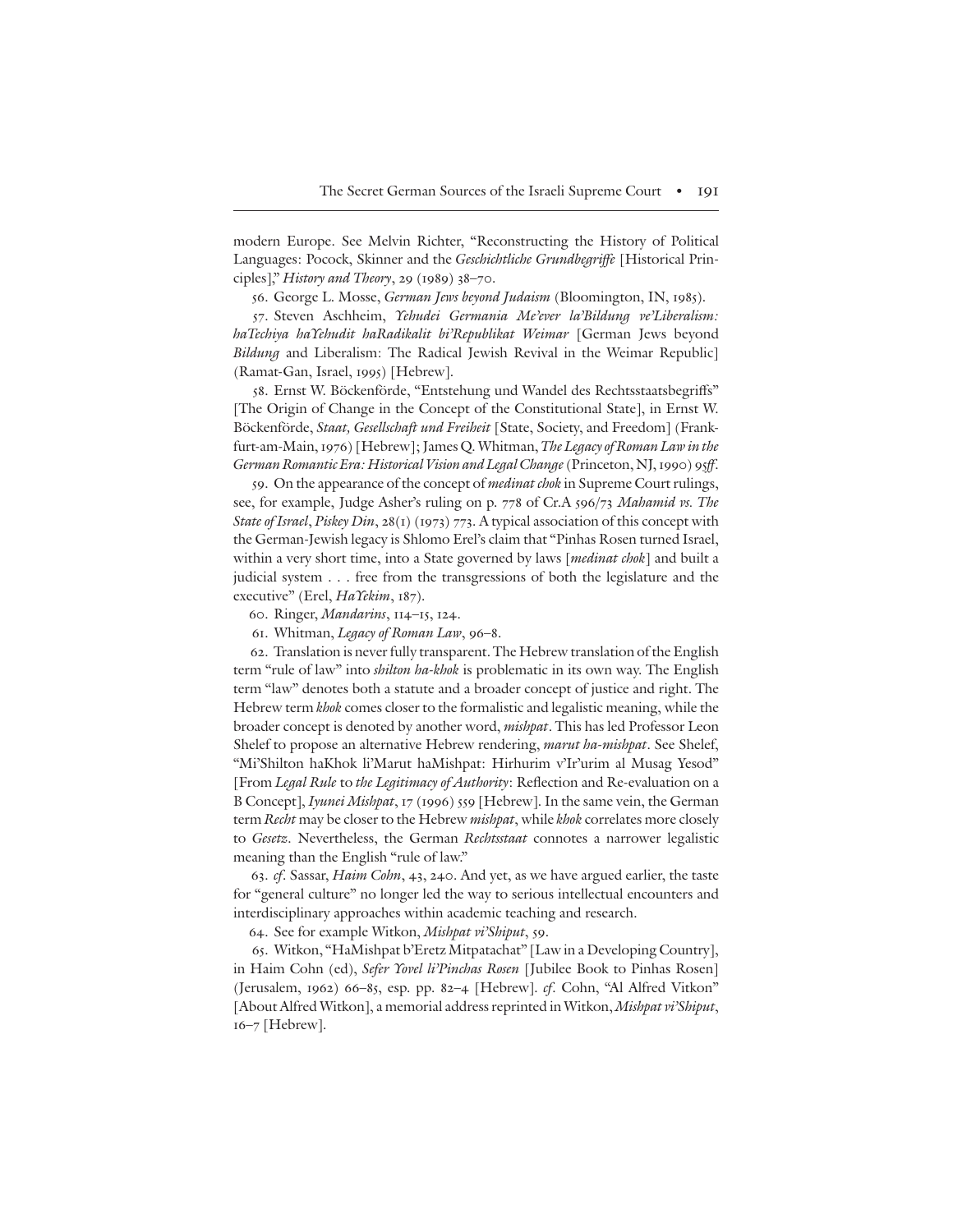modern Europe. See Melvin Richter, "Reconstructing the History of Political Languages: Pocock, Skinner and the *Geschichtliche Grundbegriffe* [Historical Principles]," *History and Theory*, 29 (1989) 38–70.

56. George L. Mosse, *German Jews beyond Judaism* (Bloomington, IN, 1985).

57. Steven Aschheim, *Yehudei Germania Me'ever la'Bildung ve'Liberalism: haTechiya haYehudit haRadikalit bi'Republikat Weimar* [German Jews beyond *Bildung* and Liberalism: The Radical Jewish Revival in the Weimar Republic] (Ramat-Gan, Israel, 1995) [Hebrew].

58. Ernst W. Böckenförde, "Entstehung und Wandel des Rechtsstaatsbegriffs" [The Origin of Change in the Concept of the Constitutional State], in Ernst W. Böckenförde, *Staat, Gesellschaft und Freiheit* [State, Society, and Freedom] (Frankfurt-am-Main, 1976) [Hebrew]; James Q. Whitman, *The Legacy of Roman Law in the German Romantic Era: Historical Vision and Legal Change* (Princeton, NJ, 1990) 95*ff*.

59. On the appearance of the concept of *medinat chok* in Supreme Court rulings, see, for example, Judge Asher's ruling on p. 778 of Cr.A 596/73 *Mahamid vs. The State of Israel*, *Piskey Din*, 28(1) (1973) 773. A typical association of this concept with the German-Jewish legacy is Shlomo Erel's claim that "Pinhas Rosen turned Israel, within a very short time, into a State governed by laws [*medinat chok*] and built a judicial system . . . free from the transgressions of both the legislature and the executive" (Erel, *HaYekim*, 187).

60. Ringer, *Mandarins*, 114–15, 124.

61. Whitman, *Legacy of Roman Law*, 96–8.

62. Translation is never fully transparent. The Hebrew translation of the English term "rule of law" into *shilton ha-khok* is problematic in its own way. The English term "law" denotes both a statute and a broader concept of justice and right. The Hebrew term *khok* comes closer to the formalistic and legalistic meaning, while the broader concept is denoted by another word, *mishpat*. This has led Professor Leon Shelef to propose an alternative Hebrew rendering, *marut ha-mishpat*. See Shelef, "Mi'Shilton haKhok li'Marut haMishpat: Hirhurim v'Ir'urim al Musag Yesod" [From *Legal Rule* to *the Legitimacy of Authority*: Reflection and Re-evaluation on a B Concept], *Iyunei Mishpat*, 17 (1996) 559 [Hebrew]. In the same vein, the German term *Recht* may be closer to the Hebrew *mishpat*, while *khok* correlates more closely to *Gesetz*. Nevertheless, the German *Rechtsstaat* connotes a narrower legalistic meaning than the English "rule of law."

63. *cf*. Sassar, *Haim Cohn*, 43, 240. And yet, as we have argued earlier, the taste for "general culture" no longer led the way to serious intellectual encounters and interdisciplinary approaches within academic teaching and research.

64. See for example Witkon, *Mishpat vi'Shiput*, 59.

65. Witkon, "HaMishpat b'Eretz Mitpatachat" [Law in a Developing Country], in Haim Cohn (ed), *Sefer Yovel li'Pinchas Rosen* [Jubilee Book to Pinhas Rosen] (Jerusalem, 1962) 66–85, esp. pp. 82–4 [Hebrew]. *cf*. Cohn, "Al Alfred Vitkon" [About Alfred Witkon], a memorial address reprinted in Witkon, *Mishpat vi'Shiput*, 16–7 [Hebrew].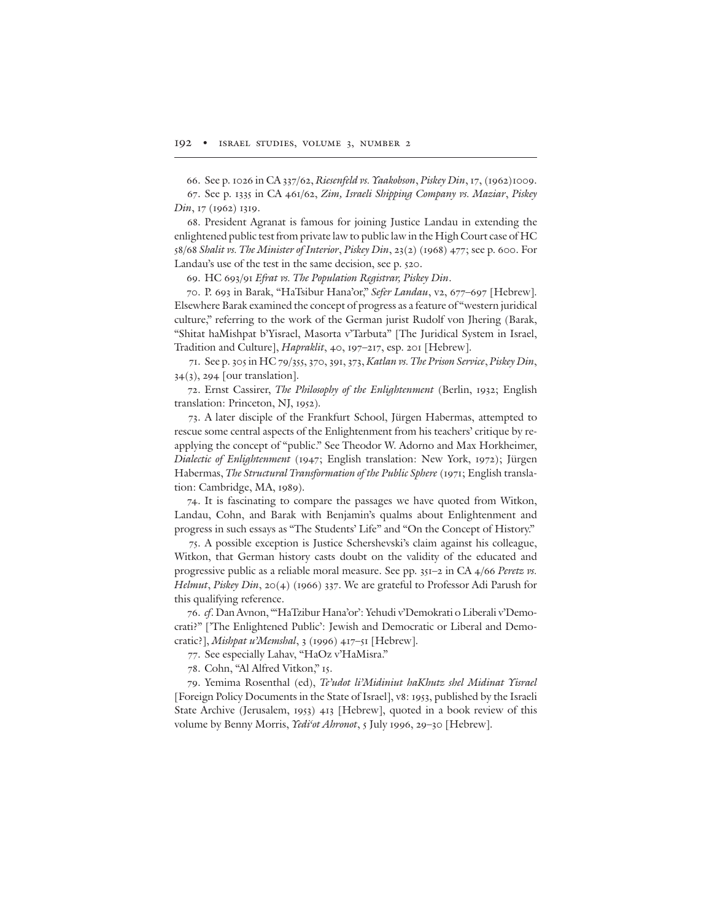66. See p. 1026 in CA 337/62, *Riesenfeld vs. Yaakobson*, *Piskey Din*, 17, (1962) 1009.

67. See p. 1335 in CA 461/62, *Zim, Israeli Shipping Company vs. Maziar*, *Piskey Din*, 17 (1962) 1319.

68. President Agranat is famous for joining Justice Landau in extending the enlightened public test from private law to public law in the High Court case of HC 58/68 *Shalit vs. The Minister of Interior*, *Piskey Din*, 23(2) (1968) 477; see p. 600. For Landau's use of the test in the same decision, see p. 520.

69. HC 693/91 *Efrat vs. The Population Registrar, Piskey Din*.

70. P. 693 in Barak, "HaTsibur Hana'or," *Sefer Landau*, v2, 677–697 [Hebrew]. Elsewhere Barak examined the concept of progress as a feature of "western juridical culture," referring to the work of the German jurist Rudolf von Jhering (Barak, "Shitat haMishpat b'Yisrael, Masorta v'Tarbuta" [The Juridical System in Israel, Tradition and Culture], *Hapraklit*, 40, 197–217, esp. 201 [Hebrew].

71. See p. 305 in HC 79/355, 370, 391, 373, *Katlan vs. The Prison Service*, *Piskey Din*, 34(3), 294 [our translation].

72. Ernst Cassirer, *The Philosophy of the Enlightenment* (Berlin, 1932; English translation: Princeton, NJ, 1952).

73. A later disciple of the Frankfurt School, Jürgen Habermas, attempted to rescue some central aspects of the Enlightenment from his teachers' critique by reapplying the concept of "public." See Theodor W. Adorno and Max Horkheimer, *Dialectic of Enlightenment* (1947; English translation: New York, 1972); Jürgen Habermas, *The Structural Transformation of the Public Sphere* (1971; English translation: Cambridge, MA, 1989).

74. It is fascinating to compare the passages we have quoted from Witkon, Landau, Cohn, and Barak with Benjamin's qualms about Enlightenment and progress in such essays as "The Students' Life" and "On the Concept of History."

75. A possible exception is Justice Schershevski's claim against his colleague, Witkon, that German history casts doubt on the validity of the educated and progressive public as a reliable moral measure. See pp. 351–2 in CA 4/66 *Peretz vs. Helmut*, *Piskey Din*, 20(4) (1966) 337. We are grateful to Professor Adi Parush for this qualifying reference.

76. *cf*. Dan Avnon, "'HaTzibur Hana'or': Yehudi v'Demokrati o Liberali v'Democrati?" ['The Enlightened Public': Jewish and Democratic or Liberal and Democratic?], *Mishpat u'Memshal*, 3 (1996) 417–51 [Hebrew].

77. See especially Lahav, "HaOz v'HaMisra."

78. Cohn, "Al Alfred Vitkon," 15.

79. Yemima Rosenthal (ed), *Te'udot li'Midiniut haKhutz shel Midinat Yisrael* [Foreign Policy Documents in the State of Israel], v8: 1953, published by the Israeli State Archive (Jerusalem, 1953) 413 [Hebrew], quoted in a book review of this volume by Benny Morris, *Yedi'ot Ahronot*, 5 July 1996, 29–30 [Hebrew].